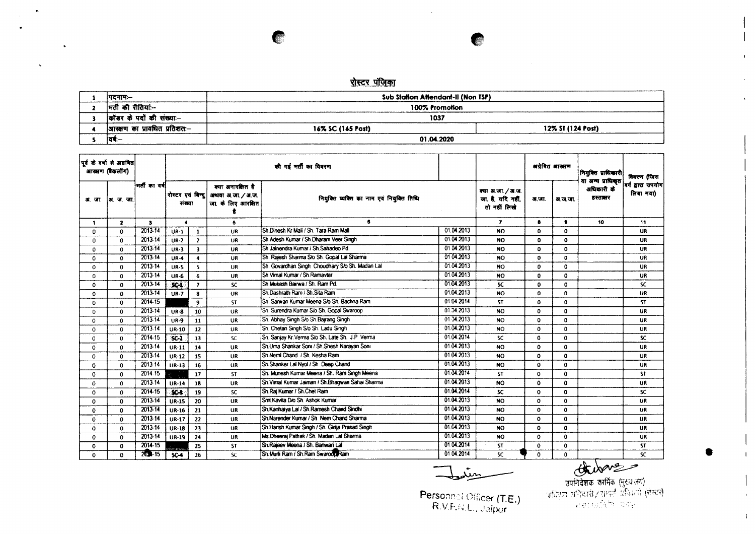## रोस्टर पंजिका

| | | | |
|---|---|---|---|
| 1 | पदनाम:– | Sub Station Attendant-II (Non TSP) | |
| 2 | भर्ती की रीतियां:– | 100% Promotion | |
| 3 | कॉडर के पदों की संख्या:– | 1037 | |
| 4 | आरक्षण का प्रावधित प्रतिशत:– | 16% SC (165 Post) | 12% ST (124 Post) |
| 5 | वर्ष:– | 01.04.2020 | |

| पूर्व के वर्षों से अग्रेषित आरक्षण (बैकलॉग) | | भर्ती का वर्ष | की गई भर्ती का विवरण | | | | | क्या अ.जा. / अ.ज. जा. है, यदि नहीं, तो नहीं लिखे | अग्रेषित आरक्षण | | नियुक्ति प्राधिकारी या अन्य प्राधिकृत अधिकारी के हस्ताक्षर | विवरण (जिस वर्ग द्वारा उपयोग लिया गया) |
|---|---|---|---|---|---|---|---|---|---|---|---|---|
| अ. जा. | अ. ज. जा. | | रोस्टर एवं बिन्दु संख्या | | क्या अनारक्षित है अथवा अ.जा. / अ.ज. जा. के लिए आरक्षित है | नियुक्त व्यक्ति का नाम एवं नियुक्ति तिथि | | | अ.जा. | अ.ज.जा. | | |
| 1 | 2 | 3 | 4 | | 5 | 6 | | 7 | 8 | 9 | 10 | 11 |
| 0 | 0 | 2013-14 | UR-1 | 1 | UR | Sh.Dinesh Kr Mali / Sh. Tara Ram Mali | 01.04.2013 | NO | 0 | 0 | | UR |
| 0 | 0 | 2013-14 | UR-2 | 2 | UR | Sh.Adesh Kumar / Sh.Dharam Veer Singh | 01.04.2013 | NO | 0 | 0 | | UR |
| 0 | 0 | 2013-14 | UR-3 | 3 | UR | Sh.Jainendra Kumar / Sh.Sahadeo Pd. | 01.04.2013 | NO | 0 | 0 | | UR |
| 0 | 0 | 2013-14 | UR-4 | 4 | UR | Sh. Rajesh Sharma S/o Sh. Gopal Lal Sharma | 01.04.2013 | NO | 0 | 0 | | UR |
| 0 | 0 | 2013-14 | UR-5 | 5 | UR | Sh. Govardhan Singh Choudhary S/o Sh. Madan Lal | 01.04.2013 | NO | 0 | 0 | | UR |
| 0 | 0 | 2013-14 | UR-6 | 6 | UR | Sh.Vimal Kumar / Sh.Ramavtar | 01.04.2013 | NO | 0 | 0 | | UR |
| 0 | 0 | 2013-14 | SC-1 | 7 | SC | Sh.Mukesh Bairwa / Sh. Ram Pd. | 01.04.2013 | SC | 0 | 0 | | SC |
| 0 | 0 | 2013-14 | UR-7 | 8 | UR | Sh.Dashrath Ram / Sh.Sita Ram | 01.04.2013 | NO | 0 | 0 | | UR |
| 0 | 0 | 2014-15 | | 9 | ST | Sh. Sarwan Kumar Meena S/o Sh. Bachna Ram | 01.04.2014 | ST | 0 | 0 | | ST |
| 0 | 0 | 2013-14 | UR-8 | 10 | UR | Sh. Surendra Kumar S/o Sh. Gopal Swaroop | 01.04.2013 | NO | 0 | 0 | | UR |
| 0 | 0 | 2013-14 | UR-9 | 11 | UR | Sh. Abhay Singh S/o Sh.Bajrang Singh | 01.04.2013 | NO | 0 | 0 | | UR |
| 0 | 0 | 2013-14 | UR-10 | 12 | UR | Sh. Chetan Singh S/o Sh. Ladu Singh | 01.04.2013 | NO | 0 | 0 | | UR |
| 0 | 0 | 2014-15 | SC-2 | 13 | SC | Sh. Sanjay Kr.Verma S/o Sh. Late Sh. J.P. Verma | 01.04.2014 | SC | 0 | 0 | | SC |
| 0 | 0 | 2013-14 | UR-11 | 14 | UR | Sh.Uma Shankar Soni / Sh.Shesh Narayan Soni | 01.04.2013 | NO | 0 | 0 | | UR |
| 0 | 0 | 2013-14 | UR-12 | 15 | UR | Sh.Nemi Chand / Sh. Kesha Ram | 01.04.2013 | NO | 0 | 0 | | UR |
| 0 | 0 | 2013-14 | UR-13 | 16 | UR | Sh.Shanker Lal Nyol / Sh. Deep Chand | 01.04.2013 | NO | 0 | 0 | | UR |
| 0 | 0 | 2014-15 | | 17 | ST | Sh. Munesh Kumar Meena / Sh. Ram Singh Meena | 01.04.2014 | ST | 0 | 0 | | ST |
| 0 | 0 | 2013-14 | UR-14 | 18 | UR | Sh.Vimal Kumar Jaiman / Sh.Bhagwan Sahai Sharma | 01.04.2013 | NO | 0 | 0 | | UR |
| 0 | 0 | 2014-15 | SC-3 | 19 | SC | Sh.Raj Kumar / Sh.Chet Ram | 01.04.2014 | SC | 0 | 0 | | SC |
| 0 | 0 | 2013-14 | UR-15 | 20 | UR | Smt Kavita D/o Sh. Ashok Kumar | 01.04.2013 | NO | 0 | 0 | | UR |
| 0 | 0 | 2013-14 | UR-16 | 21 | UR | Sh.Kanhaiya Lal / Sh.Ramesh Chand Sindhi | 01.04.2013 | NO | 0 | 0 | | UR |
| 0 | 0 | 2013-14 | UR-17 | 22 | UR | Sh.Narender Kumar / Sh. Nem Chand Sharma | 01.04.2013 | NO | 0 | 0 | | UR |
| 0 | 0 | 2013-14 | UR-18 | 23 | UR | Sh.Harish Kumar Singh / Sh. Girija Prasad Singh | 01.04.2013 | NO | 0 | 0 | | UR |
| 0 | 0 | 2013-14 | UR-19 | 24 | UR | Ms.Dheeraj Pathak / Sh. Madan Lal Sharma | 01.04.2013 | NO | 0 | 0 | | UR |
| 0 | 0 | 2014-15 | | 25 | ST | Sh.Rajeev Meena / Sh. Banwari Lal | 01.04.2014 | ST | 0 | 0 | | ST |
| 0 | 0 | 2014-15 | SC-4 | 26 | SC | Sh.Murli Ram / Sh.Ram Swaroop Ram | 01.04.2014 | SC | 0 | 0 | | SC |

Personnel Officer (T.E.)
R.V.P.N.L., Jaipur

उपनिदेशक कार्मिक (मुख्यालय)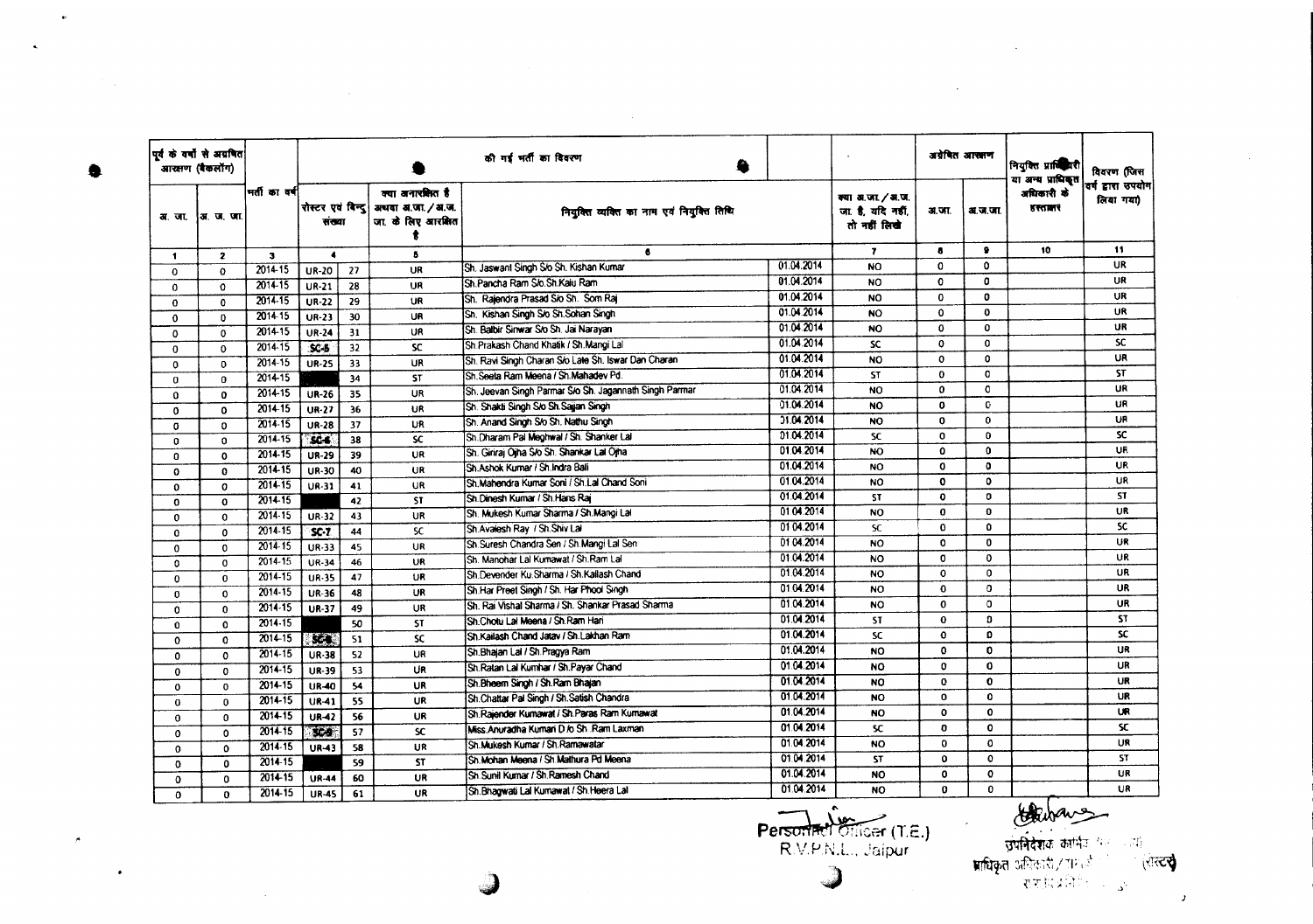| पूर्व के वर्षो से अग्रेषित आरक्षण (बैकलॉग) | | भर्ती का वर्ष | की गई भर्ती का विवरण | | | | | | अग्रेषित आरक्षण | | नियुक्ति प्राधिकारी या अन्य प्राधिकृत अधिकारी के हस्ताक्षर | विवरण (जिस वर्ग द्वारा उपयोग लिया गया) |
|---|---|---|---|---|---|---|---|---|---|---|---|---|
| अ. जा. | अ. ज. जा. | | रोस्टर एवं बिन्दु संख्या | | क्या अनारक्षित है अथवा अ.जा. / अ.ज. जा. के लिए आरक्षित है | नियुक्त व्यक्ति का नाम एवं नियुक्ति तिथि | | क्या अ.जा. / अ.ज. जा. है, यदि नहीं, तो नहीं लिखो | अ.जा. | अ.ज.जा. | | |
| 1 | 2 | 3 | 4 | | 5 | 6 | | 7 | 8 | 9 | 10 | 11 |
| 0 | 0 | 2014-15 | UR-20 | 27 | UR | Sh. Jaswant Singh S/o Sh. Kishan Kumar | 01.04.2014 | NO | 0 | 0 | | UR |
| 0 | 0 | 2014-15 | UR-21 | 28 | UR | Sh.Pancha Ram S/o.Sh.Kalu Ram | 01.04.2014 | NO | 0 | 0 | | UR |
| 0 | 0 | 2014-15 | UR-22 | 29 | UR | Sh. Rajendra Prasad S/o Sh. Som Raj | 01.04.2014 | NO | 0 | 0 | | UR |
| 0 | 0 | 2014-15 | UR-23 | 30 | UR | Sh. Kishan Singh S/o Sh.Sohan Singh | 01.04.2014 | NO | 0 | 0 | | UR |
| 0 | 0 | 2014-15 | UR-24 | 31 | UR | Sh. Balbir Sinwar S/o Sh. Jai Narayan | 01.04.2014 | NO | 0 | 0 | | UR |
| 0 | 0 | 2014-15 | SC-5 | 32 | SC | Sh.Prakash Chand Khatik / Sh.Mangi Lal | 01.04.2014 | SC | 0 | 0 | | SC |
| 0 | 0 | 2014-15 | UR-25 | 33 | UR | Sh. Ravi Singh Charan S/o Late Sh. Iswar Dan Charan | 01.04.2014 | NO | 0 | 0 | | UR |
| 0 | 0 | 2014-15 | | 34 | ST | Sh.Seeta Ram Meena / Sh.Mahadev Pd. | 01.04.2014 | ST | 0 | 0 | | ST |
| 0 | 0 | 2014-15 | UR-26 | 35 | UR | Sh. Jeevan Singh Parmar S/o Sh. Jagannath Singh Parmar | 01.04.2014 | NO | 0 | 0 | | UR |
| 0 | 0 | 2014-15 | UR-27 | 36 | UR | Sh. Shakti Singh S/o Sh.Sajjan Singh | 01.04.2014 | NO | 0 | 0 | | UR |
| 0 | 0 | 2014-15 | UR-28 | 37 | UR | Sh. Anand Singh S/o Sh. Nathu Singh | 01.04.2014 | NO | 0 | 0 | | UR |
| 0 | 0 | 2014-15 | SC-6 | 38 | SC | Sh.Dharam Pal Meghwal / Sh. Shanker Lal | 01.04.2014 | SC | 0 | 0 | | SC |
| 0 | 0 | 2014-15 | UR-29 | 39 | UR | Sh. Giriraj Ojha S/o Sh. Shankar Lal Ojha | 01.04.2014 | NO | 0 | 0 | | UR |
| 0 | 0 | 2014-15 | UR-30 | 40 | UR | Sh.Ashok Kumar / Sh.Indra Bali | 01.04.2014 | NO | 0 | 0 | | UR |
| 0 | 0 | 2014-15 | UR-31 | 41 | UR | Sh.Mahendra Kumar Soni / Sh.Lal Chand Soni | 01.04.2014 | NO | 0 | 0 | | UR |
| 0 | 0 | 2014-15 | | 42 | ST | Sh.Dinesh Kumar / Sh.Hans Raj | 01.04.2014 | ST | 0 | 0 | | ST |
| 0 | 0 | 2014-15 | UR-32 | 43 | UR | Sh. Mukesh Kumar Sharma / Sh.Mangi Lal | 01.04.2014 | NO | 0 | 0 | | UR |
| 0 | 0 | 2014-15 | SC-7 | 44 | SC | Sh.Avalesh Ray / Sh.Shiv Lal | 01.04.2014 | SC | 0 | 0 | | SC |
| 0 | 0 | 2014-15 | UR-33 | 45 | UR | Sh.Suresh Chandra Sen / Sh.Mangi Lal Sen | 01.04.2014 | NO | 0 | 0 | | UR |
| 0 | 0 | 2014-15 | UR-34 | 46 | UR | Sh. Manohar Lal Kumawat / Sh.Ram Lal | 01.04.2014 | NO | 0 | 0 | | UR |
| 0 | 0 | 2014-15 | UR-35 | 47 | UR | Sh.Devender Ku.Sharma / Sh.Kailash Chand | 01.04.2014 | NO | 0 | 0 | | UR |
| 0 | 0 | 2014-15 | UR-36 | 48 | UR | Sh.Har Preet Singh / Sh. Har Phool Singh | 01.04.2014 | NO | 0 | 0 | | UR |
| 0 | 0 | 2014-15 | UR-37 | 49 | UR | Sh. Rai Vishal Sharma / Sh. Shankar Prasad Sharma | 01.04.2014 | NO | 0 | 0 | | UR |
| 0 | 0 | 2014-15 | | 50 | ST | Sh.Chotu Lal Meena / Sh.Ram Hari | 01.04.2014 | ST | 0 | 0 | | ST |
| 0 | 0 | 2014-15 | SC-8 | 51 | SC | Sh.Kailash Chand Jatav / Sh.Lakhan Ram | 01.04.2014 | SC | 0 | 0 | | SC |
| 0 | 0 | 2014-15 | UR-38 | 52 | UR | Sh.Bhajan Lal / Sh.Pragya Ram | 01.04.2014 | NO | 0 | 0 | | UR |
| 0 | 0 | 2014-15 | UR-39 | 53 | UR | Sh.Ratan Lal Kumhar / Sh.Payar Chand | 01.04.2014 | NO | 0 | 0 | | UR |
| 0 | 0 | 2014-15 | UR-40 | 54 | UR | Sh.Bheem Singh / Sh.Ram Bhajan | 01.04.2014 | NO | 0 | 0 | | UR |
| 0 | 0 | 2014-15 | UR-41 | 55 | UR | Sh.Chattar Pal Singh / Sh.Satish Chandra | 01.04.2014 | NO | 0 | 0 | | UR |
| 0 | 0 | 2014-15 | UR-42 | 56 | UR | Sh.Rajender Kumawat / Sh.Paras Ram Kumawat | 01.04.2014 | NO | 0 | 0 | | UR |
| 0 | 0 | 2014-15 | SC-9 | 57 | SC | Miss.Anuradha Kumari D/o Sh. Ram Laxman | 01.04.2014 | SC | 0 | 0 | | SC |
| 0 | 0 | 2014-15 | UR-43 | 58 | UR | Sh.Mukesh Kumar / Sh.Ramawatar | 01.04.2014 | NO | 0 | 0 | | UR |
| 0 | 0 | 2014-15 | | 59 | ST | Sh.Mohan Meena / Sh.Mathura Pd Meena | 01.04.2014 | ST | 0 | 0 | | ST |
| 0 | 0 | 2014-15 | UR-44 | 60 | UR | Sh.Sunil Kumar / Sh.Ramesh Chand | 01.04.2014 | NO | 0 | 0 | | UR |
| 0 | 0 | 2014-15 | UR-45 | 61 | UR | Sh.Bhagwati Lal Kumawat / Sh.Heera Lal | 01.04.2014 | NO | 0 | 0 | | UR |

Personnel Officer (T.E.)
R.V.P.N.L., Jaipur

उपनिदेशक कार्मिक
प्राधिकृत अधिकारी (रोस्टर)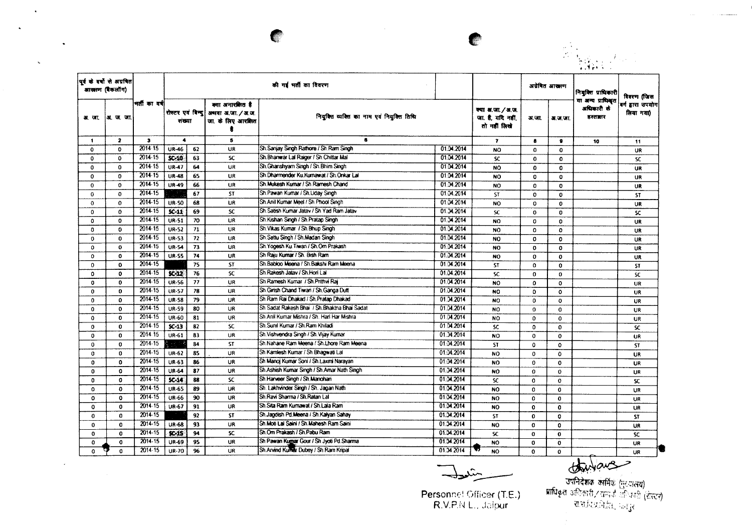| पूर्व के वर्षों से अग्रेषित आरक्षण (बैकलॉग) | | भर्ती का वर्ष | की गई भर्ती का विवरण | | | | | | अग्रेषित आरक्षण | | नियुक्ति प्राधिकारी या अन्य प्राधिकृत अधिकारी के हस्ताक्षर | विवरण (जिस वर्ग द्वारा उपयोग लिया गया) |
|---|---|---|---|---|---|---|---|---|---|---|---|---|
| अ. जा. | अ. ज. जा. | | रोस्टर एवं बिन्दु संख्या | | क्या अनारक्षित है अथवा अ.जा. / अ.ज.जा. के लिए आरक्षित है | नियुक्त व्यक्ति का नाम एवं नियुक्ति तिथि | | क्या अ.जा. / अ.ज.जा. है, यदि नहीं, तो नहीं लिखें | अ.जा. | अ.ज.जा. | | |
| 1 | 2 | 3 | 4 | | 5 | 6 | | 7 | 8 | 9 | 10 | 11 |
| 0 | 0 | 2014-15 | UR-46 | 62 | UR | Sh.Sanjay Singh Rathore / Sh.Ram Singh | 01.04.2014 | NO | 0 | 0 | | UR |
| 0 | 0 | 2014-15 | SC-10 | 63 | SC | Sh.Bhanwar Lal Raiger / Sh.Chittar Mal | 01.04.2014 | SC | 0 | 0 | | SC |
| 0 | 0 | 2014-15 | UR-47 | 64 | UR | Sh.Ghanshyam Singh / Sh.Bhim Singh | 01.04.2014 | NO | 0 | 0 | | UR |
| 0 | 0 | 2014-15 | UR-48 | 65 | UR | Sh.Dharmender Ku.Kumawat / Sh.Onkar Lal | 01.04.2014 | NO | 0 | 0 | | UR |
| 0 | 0 | 2014-15 | UR-49 | 66 | UR | Sh.Mukesh Kumar / Sh Ramesh Chand | 01.04.2014 | NO | 0 | 0 | | UR |
| 0 | 0 | 2014-15 | | 67 | ST | Sh.Pawan Kumar / Sh.Uday Singh | 01.04.2014 | ST | 0 | 0 | | ST |
| 0 | 0 | 2014-15 | UR-50 | 68 | UR | Sh.Anil Kumar Meel / Sh Phool Singh | 01.04.2014 | NO | 0 | 0 | | UR |
| 0 | 0 | 2014-15 | SC-11 | 69 | SC | Sh.Satish Kumar Jatav / Sh Yad Ram Jatav | 01.04.2014 | SC | 0 | 0 | | SC |
| 0 | 0 | 2014-15 | UR-51 | 70 | UR | Sh.Kishan Singh / Sh.Pratap Singh | 01.04.2014 | NO | 0 | 0 | | UR |
| 0 | 0 | 2014-15 | UR-52 | 71 | UR | Sh.Vikas Kumar / Sh.Bhup Singh | 01.04.2014 | NO | 0 | 0 | | UR |
| 0 | 0 | 2014-15 | UR-53 | 72 | UR | Sh.Sattu Singh / Sh.Madan Singh | 01.04.2014 | NO | 0 | 0 | | UR |
| 0 | 0 | 2014-15 | UR-54 | 73 | UR | Sh Yogesh Ku.Tiwari / Sh.Om Prakash | 01.04.2014 | NO | 0 | 0 | | UR |
| 0 | 0 | 2014-15 | UR-55 | 74 | UR | Sh Raju Kumar / Sh. Bish Ram | 01.04.2014 | NO | 0 | 0 | | UR |
| 0 | 0 | 2014-15 | | 75 | ST | Sh.Babloo Meena / Sh.Bakshi Ram Meena | 01.04.2014 | ST | 0 | 0 | | ST |
| 0 | 0 | 2014-15 | SC-12 | 76 | SC | Sh.Rakesh Jatav / Sh.Hori Lal | 01.04.2014 | SC | 0 | 0 | | SC |
| 0 | 0 | 2014-15 | UR-56 | 77 | UR | Sh.Ramesh Kumar / Sh.Prithvi Raj | 01.04.2014 | NO | 0 | 0 | | UR |
| 0 | 0 | 2014-15 | UR-57 | 78 | UR | Sh Girish Chand Tiwari / Sh.Ganga Dutt | 01.04.2014 | NO | 0 | 0 | | UR |
| 0 | 0 | 2014-15 | UR-58 | 79 | UR | Sh Ram Rai Dhakad / Sh.Pratap Dhakad | 01.04.2014 | NO | 0 | 0 | | UR |
| 0 | 0 | 2014-15 | UR-59 | 80 | UR | Sh Sadat Rakesh Bhai / Sh.Bhaktna Bhai Sadat | 01.04.2014 | NO | 0 | 0 | | UR |
| 0 | 0 | 2014-15 | UR-60 | 81 | UR | Sh Anil Kumar Mishra / Sh. Hari Har Mishra | 01.04.2014 | NO | 0 | 0 | | UR |
| 0 | 0 | 2014-15 | SC-13 | 82 | SC | Sh.Sunil Kumar / Sh.Ram Khiladi | 01.04.2014 | SC | 0 | 0 | | SC |
| 0 | 0 | 2014-15 | UR-61 | 83 | UR | Sh.Vishvendra Singh / Sh.Vijay Kumar | 01.04.2014 | NO | 0 | 0 | | UR |
| 0 | 0 | 2014-15 | | 84 | ST | Sh.Nahane Ram Meena / Sh.Lhore Ram Meena | 01.04.2014 | ST | 0 | 0 | | ST |
| 0 | 0 | 2014-15 | UR-62 | 85 | UR | Sh Kamlesh Kumar / Sh Bhagwati Lal | 01.04.2014 | NO | 0 | 0 | | UR |
| 0 | 0 | 2014-15 | UR-63 | 86 | UR | Sh Manoj Kumar Soni / Sh.Laxmi Narayan | 01.04.2014 | NO | 0 | 0 | | UR |
| 0 | 0 | 2014-15 | UR-64 | 87 | UR | Sh.Ashish Kumar Singh / Sh.Amar Nath Singh | 01.04.2014 | NO | 0 | 0 | | UR |
| 0 | 0 | 2014-15 | SC-14 | 88 | SC | Sh Harveer Singh / Sh.Manohari | 01.04.2014 | SC | 0 | 0 | | SC |
| 0 | 0 | 2014-15 | UR-65 | 89 | UR | Sh. Lakhvinder Singh / Sh. Jagan Nath | 01.04.2014 | NO | 0 | 0 | | UR |
| 0 | 0 | 2014-15 | UR-66 | 90 | UR | Sh.Ravi Sharma / Sh.Ratan Lal | 01.04.2014 | NO | 0 | 0 | | UR |
| 0 | 0 | 2014-15 | UR-67 | 91 | UR | Sh.Sita Ram Kumawat / Sh.Lala Ram | 01.04.2014 | NO | 0 | 0 | | UR |
| 0 | 0 | 2014-15 | | 92 | ST | Sh.Jagdish Pd.Meena / Sh.Kalyan Sahay | 01.04.2014 | ST | 0 | 0 | | ST |
| 0 | 0 | 2014-15 | UR-68 | 93 | UR | Sh.Moti Lal Saini / Sh.Mahesh Ram Saini | 01.04.2014 | NO | 0 | 0 | | UR |
| 0 | 0 | 2014-15 | SC-15 | 94 | SC | Sh.Om Prakash / Sh.Pabu Ram | 01.04.2014 | SC | 0 | 0 | | SC |
| 0 | 0 | 2014-15 | UR-69 | 95 | UR | Sh Pawan Kumar Gour / Sh Jyoti Pd.Sharma | 01.04.2014 | NO | 0 | 0 | | UR |
| 0 | 0 | 2014-15 | UR-70 | 96 | UR | Sh.Arvind Kumar Dubey / Sh Ram Kripal | 01.04.2014 | NO | 0 | 0 | | UR |

Personnel Officer (T.E.)
R.V.P.N.L., Jaipur

उपनिदेशक कार्मिक (मुख्यालय)
प्राधिकृत अधिकारी/सम्पर्क अधिकारी (रोस्टर)
रा.वि.प्र.नि.लि., जयपुर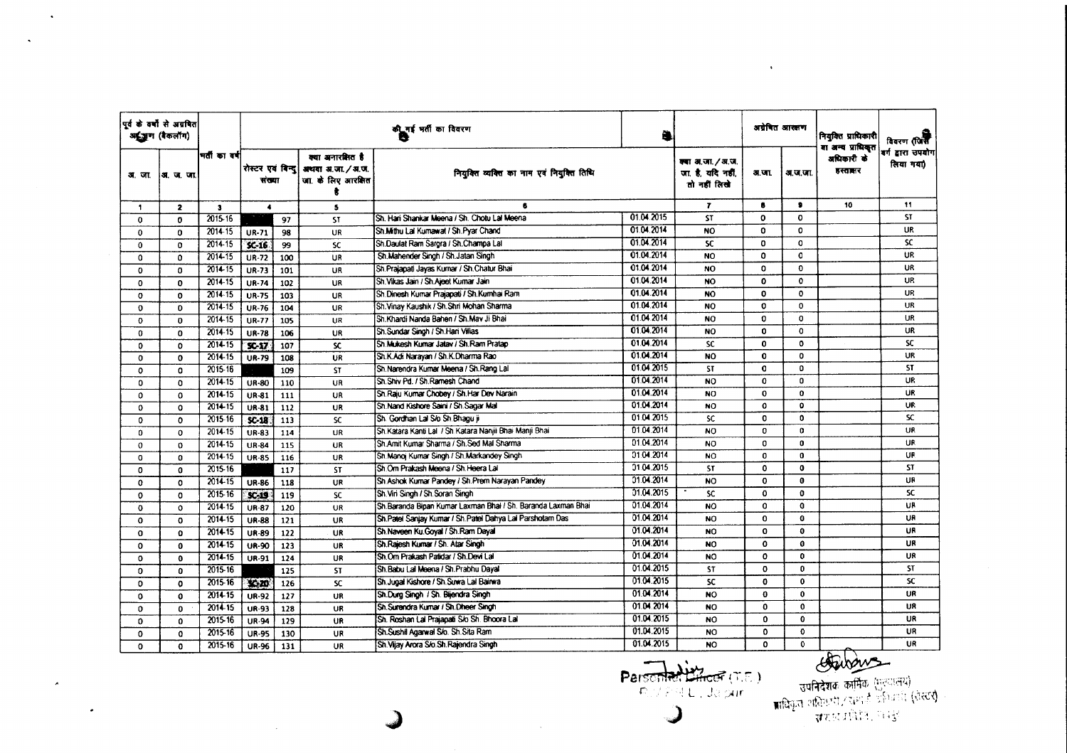| पूर्व के वर्षों से अग्रेषित आरक्षण (बैकलॉग) | | भर्ती का वर्ष | की गई भर्ती का विवरण | | | | | | अग्रेषित आरक्षण | | नियुक्ति प्राधिकारी या अन्य प्राधिकृत अधिकारी के हस्ताक्षर | विवरण (जिसे वर्ग द्वारा उपयोग लिया गया) |
|---|---|---|---|---|---|---|---|---|---|---|---|---|
| अ. जा. | अ. ज. जा. | | रोस्टर एवं बिन्दु संख्या | | क्या अनारक्षित है अथवा अ.जा. / अ.ज. जा. के लिए आरक्षित है | नियुक्त व्यक्ति का नाम एवं नियुक्ति तिथि | | क्या अ.जा. / अ.ज. जा. है, यदि नहीं, तो नहीं लिखे | अ.जा. | अ.ज.जा. | | |
| 1 | 2 | 3 | 4 | | 5 | 6 | | 7 | 8 | 9 | 10 | 11 |
| 0 | 0 | 2015-16 | | 97 | ST | Sh. Hari Shankar Meena / Sh. Chotu Lal Meena | 01.04.2015 | ST | 0 | 0 | | ST |
| 0 | 0 | 2014-15 | UR-71 | 98 | UR | Sh.Mithu Lal Kumawat / Sh.Pyar Chand | 01.04.2014 | NO | 0 | 0 | | UR |
| 0 | 0 | 2014-15 | SC-16 | 99 | SC | Sh.Daulat Ram Sargra / Sh.Champa Lal | 01.04.2014 | SC | 0 | 0 | | SC |
| 0 | 0 | 2014-15 | UR-72 | 100 | UR | Sh.Mahender Singh / Sh.Jatan Singh | 01.04.2014 | NO | 0 | 0 | | UR |
| 0 | 0 | 2014-15 | UR-73 | 101 | UR | Sh.Prajapati Jayas Kumar / Sh.Chatur Bhai | 01.04.2014 | NO | 0 | 0 | | UR |
| 0 | 0 | 2014-15 | UR-74 | 102 | UR | Sh.Vikas Jain / Sh.Ajeet Kumar Jain | 01.04.2014 | NO | 0 | 0 | | UR |
| 0 | 0 | 2014-15 | UR-75 | 103 | UR | Sh.Dinesh Kumar Prajapati / Sh.Kumhai Ram | 01.04.2014 | NO | 0 | 0 | | UR |
| 0 | 0 | 2014-15 | UR-76 | 104 | UR | Sh.Vinay Kaushik / Sh.Shri Mohan Sharma | 01.04.2014 | NO | 0 | 0 | | UR |
| 0 | 0 | 2014-15 | UR-77 | 105 | UR | Sh.Khardi Nanda Bahen / Sh.Mav Ji Bhai | 01.04.2014 | NO | 0 | 0 | | UR |
| 0 | 0 | 2014-15 | UR-78 | 106 | UR | Sh.Sundar Singh / Sh.Hari Villas | 01.04.2014 | NO | 0 | 0 | | UR |
| 0 | 0 | 2014-15 | SC-17 | 107 | SC | Sh.Mukesh Kumar Jatav / Sh.Ram Pratap | 01.04.2014 | SC | 0 | 0 | | SC |
| 0 | 0 | 2014-15 | UR-79 | 108 | UR | Sh.K.Adi Narayan / Sh.K.Dharma Rao | 01.04.2014 | NO | 0 | 0 | | UR |
| 0 | 0 | 2015-16 | | 109 | ST | Sh.Narendra Kumar Meena / Sh.Rang Lal | 01.04.2015 | ST | 0 | 0 | | ST |
| 0 | 0 | 2014-15 | UR-80 | 110 | UR | Sh.Shiv Pd. / Sh.Ramesh Chand | 01.04.2014 | NO | 0 | 0 | | UR |
| 0 | 0 | 2014-15 | UR-81 | 111 | UR | Sh.Raju Kumar Chobey / Sh.Har Dev Narain | 01.04.2014 | NO | 0 | 0 | | UR |
| 0 | 0 | 2014-15 | UR-81 | 112 | UR | Sh.Nand Kishore Saini / Sh.Sagar Mal | 01.04.2014 | NO | 0 | 0 | | UR |
| 0 | 0 | 2015-16 | SC-18 | 113 | SC | Sh. Gordhan Lal S/o Sh.Bhagu ji | 01.04.2015 | SC | 0 | 0 | | SC |
| 0 | 0 | 2014-15 | UR-83 | 114 | UR | Sh.Katara Kanti Lal / Sh Katara Nanjii Bhai Manji Bhai | 01.04.2014 | NO | 0 | 0 | | UR |
| 0 | 0 | 2014-15 | UR-84 | 115 | UR | Sh.Amit Kumar Sharma / Sh.Sed Mal Sharma | 01.04.2014 | NO | 0 | 0 | | UR |
| 0 | 0 | 2014-15 | UR-85 | 116 | UR | Sh.Manoj Kumar Singh / Sh.Markandey Singh | 01.04.2014 | NO | 0 | 0 | | UR |
| 0 | 0 | 2015-16 | | 117 | ST | Sh.Om Prakash Meena / Sh.Heera Lal | 01.04.2015 | ST | 0 | 0 | | ST |
| 0 | 0 | 2014-15 | UR-86 | 118 | UR | Sh.Ashok Kumar Pandey / Sh.Prem Narayan Pandey | 01.04.2014 | NO | 0 | 0 | | UR |
| 0 | 0 | 2015-16 | SC-19 | 119 | SC | Sh.Viri Singh / Sh.Soran Singh | 01.04.2015 | SC | 0 | 0 | | SC |
| 0 | 0 | 2014-15 | UR-87 | 120 | UR | Sh.Baranda Bipan Kumar Laxman Bhai / Sh. Baranda Laxman Bhai | 01.04.2014 | NO | 0 | 0 | | UR |
| 0 | 0 | 2014-15 | UR-88 | 121 | UR | Sh.Patel Sanjay Kumar / Sh.Patel Dahya Lal Parshotam Das | 01.04.2014 | NO | 0 | 0 | | UR |
| 0 | 0 | 2014-15 | UR-89 | 122 | UR | Sh.Naveen Ku.Goyal / Sh.Ram Dayal | 01.04.2014 | NO | 0 | 0 | | UR |
| 0 | 0 | 2014-15 | UR-90 | 123 | UR | Sh.Rajesh Kumar / Sh. Atar Singh | 01.04.2014 | NO | 0 | 0 | | UR |
| 0 | 0 | 2014-15 | UR-91 | 124 | UR | Sh.Om Prakash Patidar / Sh.Devi Lal | 01.04.2014 | NO | 0 | 0 | | UR |
| 0 | 0 | 2015-16 | | 125 | ST | Sh.Babu Lal Meena / Sh.Prabhu Dayal | 01.04.2015 | ST | 0 | 0 | | ST |
| 0 | 0 | 2015-16 | SC-20 | 126 | SC | Sh.Jugal Kishore / Sh.Suwa Lal Bairwa | 01.04.2015 | SC | 0 | 0 | | SC |
| 0 | 0 | 2014-15 | UR-92 | 127 | UR | Sh.Durg Singh / Sh. Bijendra Singh | 01.04.2014 | NO | 0 | 0 | | UR |
| 0 | 0 | 2014-15 | UR-93 | 128 | UR | Sh.Surendra Kumar / Sh.Dheer Singh | 01.04.2014 | NO | 0 | 0 | | UR |
| 0 | 0 | 2015-16 | UR-94 | 129 | UR | Sh. Roshan Lal Prajapati S/o Sh. Bhoora Lal | 01.04.2015 | NO | 0 | 0 | | UR |
| 0 | 0 | 2015-16 | UR-95 | 130 | UR | Sh.Sushil Agarwal S/o. Sh.Sita Ram | 01.04.2015 | NO | 0 | 0 | | UR |
| 0 | 0 | 2015-16 | UR-96 | 131 | UR | Sh.Vijay Arora S/o.Sh.Rajendra Singh | 01.04.2015 | NO | 0 | 0 | | UR |

Personnel Officer (T.E.)
उपनिदेशक कार्मिक (मुख्यालय)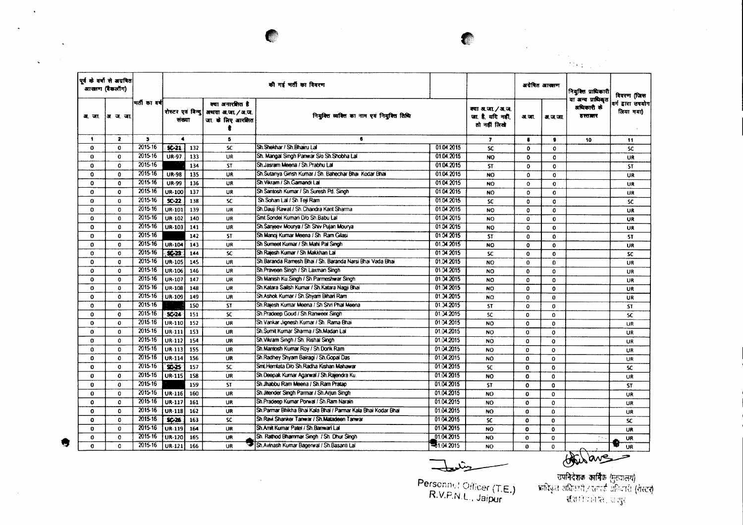| पूर्व के वर्षों से अग्रषित आरक्षण (बैकलॉग) | | भर्ती का वर्ष | की गई भर्ती का विवरण | | | | | | अग्रेषित आरक्षण | | नियुक्ति प्राधिकारी या अन्य प्राधिकृत अधिकारी के हस्ताक्षर | विवरण (जिस वर्ग द्वारा उपयोग लिया गया) |
|---|---|---|---|---|---|---|---|---|---|---|---|---|
| अ. जा. | अ. ज. जा. | | रोस्टर एवं बिन्दु संख्या | | क्या अनारक्षित है अथवा अ.जा. / अ.ज.जा. के लिए आरक्षित है | नियुक्त व्यक्ति का नाम एवं नियुक्ति तिथि | | क्या अ.जा. / अ.ज.जा. है, यदि नहीं, तो नहीं लिखें | अ.जा. | अ.ज.जा. | | |
| 1 | 2 | 3 | 4 | | 5 | 6 | | 7 | 8 | 9 | 10 | 11 |
| 0 | 0 | 2015-16 | SC-21 | 132 | SC | Sh.Shekhar / Sh.Bhairu Lal | 01.04.2015 | SC | 0 | 0 | | SC |
| 0 | 0 | 2015-16 | UR-97 | 133 | UR | Sh. Mangal Singh Panwar S/o Sh.Shobha Lal | 01.04.2015 | NO | 0 | 0 | | UR |
| 0 | 0 | 2015-16 | | 134 | ST | Sh.Jasram Meena / Sh.Prabhu Lal | 01.04.2015 | ST | 0 | 0 | | ST |
| 0 | 0 | 2015-16 | UR-98 | 135 | UR | Sh.Sutariya Girish Kumar / Sh. Bahechar Bhai Kodar Bhai | 01.04.2015 | NO | 0 | 0 | | UR |
| 0 | 0 | 2015-16 | UR-99 | 136 | UR | Sh.Vikram / Sh.Gamandi Lal | 01.04.2015 | NO | 0 | 0 | | UR |
| 0 | 0 | 2015-16 | UR-100 | 137 | UR | Sh Santosh Kumar / Sh.Suresh Pd. Singh | 01.04.2015 | NO | 0 | 0 | | UR |
| 0 | 0 | 2015-16 | SC-22 | 138 | SC | Sh.Sohan Lal / Sh.Teji Ram | 01.04.2015 | SC | 0 | 0 | | SC |
| 0 | 0 | 2015-16 | UR-101 | 139 | UR | Sh.Dauji Rawat / Sh.Chandra Kant Sharma | 01.04.2015 | NO | 0 | 0 | | UR |
| 0 | 0 | 2015-16 | UR-102 | 140 | UR | Smt.Sondei Kumari D/o Sh.Babu Lal | 01.04.2015 | NO | 0 | 0 | | UR |
| 0 | 0 | 2015-16 | UR-103 | 141 | UR | Sh.Sanjeev Mourya / Sh Shiv Pujan Mourya | 01.04.2015 | NO | 0 | 0 | | UR |
| 0 | 0 | 2015-16 | | 142 | ST | Sh.Manoj Kumar Meena / Sh. Ram Gilasi | 01.04.2015 | ST | 0 | 0 | | ST |
| 0 | 0 | 2015-16 | UR-104 | 143 | UR | Sh Sumeet Kumar / Sh.Mahi Pal Singh | 01.04.2015 | NO | 0 | 0 | | UR |
| 0 | 0 | 2015-16 | SC-23 | 144 | SC | Sh Rajesh Kumar / Sh.Makkhan Lal | 01.04.2015 | SC | 0 | 0 | | SC |
| 0 | 0 | 2015-16 | UR-105 | 145 | UR | Sh.Baranda Ramesh Bhai / Sh. Baranda Narsi Bhai Vada Bhai | 01.04.2015 | NO | 0 | 0 | | UR |
| 0 | 0 | 2015-16 | UR-106 | 146 | UR | Sh.Praveen Singh / Sh.Laxman Singh | 01.04.2015 | NO | 0 | 0 | | UR |
| 0 | 0 | 2015-16 | UR-107 | 147 | UR | Sh Manish Ku.Singh / Sh.Parmeshwar Singh | 01.04.2015 | NO | 0 | 0 | | UR |
| 0 | 0 | 2015-16 | UR-108 | 148 | UR | Sh.Katara Sailsh Kumar / Sh.Katara Nagji Bhai | 01.04.2015 | NO | 0 | 0 | | UR |
| 0 | 0 | 2015-16 | UR-109 | 149 | UR | Sh.Ashok Kumar / Sh.Shyam Bihari Ram | 01.04.2015 | NO | 0 | 0 | | UR |
| 0 | 0 | 2015-16 | | 150 | ST | Sh.Rajesh Kumar Meena / Sh Shri Phal Meena | 01.04.2015 | ST | 0 | 0 | | ST |
| 0 | 0 | 2015-16 | SC-24 | 151 | SC | Sh.Pradeep Goud / Sh.Ranweer Singh | 01.04.2015 | SC | 0 | 0 | | SC |
| 0 | 0 | 2015-16 | UR-110 | 152 | UR | Sh Vankar Jignesh Kumar / Sh. Rama Bhai | 01.04.2015 | NO | 0 | 0 | | UR |
| 0 | 0 | 2015-16 | UR-111 | 153 | UR | Sh.Sumit Kumar Sharma / Sh.Madan Lal | 01.04.2015 | NO | 0 | 0 | | UR |
| 0 | 0 | 2015-16 | UR-112 | 154 | UR | Sh.Vikram Singh / Sh. Rishal Singh | 01.04.2015 | NO | 0 | 0 | | UR |
| 0 | 0 | 2015-16 | UR-113 | 155 | UR | Sh.Mantosh Kumar Roy / Sh.Dorik Ram | 01.04.2015 | NO | 0 | 0 | | UR |
| 0 | 0 | 2015-16 | UR-114 | 156 | UR | Sh.Radhey Shyam Bairagi / Sh.Gopal Das | 01.04.2015 | NO | 0 | 0 | | UR |
| 0 | 0 | 2015-16 | SC-25 | 157 | SC | Smt.Hemlata D/o Sh.Radha Kishan Mahawar | 01.04.2015 | SC | 0 | 0 | | SC |
| 0 | 0 | 2015-16 | UR-115 | 158 | UR | Sh Deepak Kumar Agarwal / Sh.Rajendra Ku. | 01.04.2015 | NO | 0 | 0 | | UR |
| 0 | 0 | 2015-16 | | 159 | ST | Sh.Jhabbu Ram Meena / Sh.Ram Pratap | 01.04.2015 | ST | 0 | 0 | | ST |
| 0 | 0 | 2015-16 | UR-116 | 160 | UR | Sh.Jitender Singh Parmar / Sh.Arjun Singh | 01.04.2015 | NO | 0 | 0 | | UR |
| 0 | 0 | 2015-16 | UR-117 | 161 | UR | Sh.Pradeep Kumar Porwal / Sh.Ram Narain | 01.04.2015 | NO | 0 | 0 | | UR |
| 0 | 0 | 2015-16 | UR-118 | 162 | UR | Sh.Parmar Bhikha Bhai Kala Bhai / Parmar Kala Bhai Kodar Bhai | 01.04.2015 | NO | 0 | 0 | | UR |
| 0 | 0 | 2015-16 | SC-26 | 163 | SC | Sh.Ravi Shanker Tanwar / Sh.Matadeen Tanwar | 01.04.2015 | SC | 0 | 0 | | SC |
| 0 | 0 | 2015-16 | UR-119 | 164 | UR | Sh.Amit Kumar Patel / Sh.Banwari Lal | 01.04.2015 | NO | 0 | 0 | | UR |
| 0 | 0 | 2015-16 | UR-120 | 165 | UR | Sh. Rathod Bhammar Singh / Sh. Dhur Singh | 01.04.2015 | NO | 0 | 0 | | UR |
| 0 | 0 | 2015-16 | UR-121 | 166 | UR | Sh.Avinash Kumar Bagerwal / Sh.Basanti Lal | 01.04.2015 | NO | 0 | 0 | | UR |

Personnel Officer (T.E.)
R.V.P.N.L., Jaipur

उपनिदेशक कार्मिक (मुख्यालय)
प्राधिकृत अधिकारी/सम्पर्क अधिकारी (रोस्टर)
रा.वि.प्र.नि.लि., जयपुर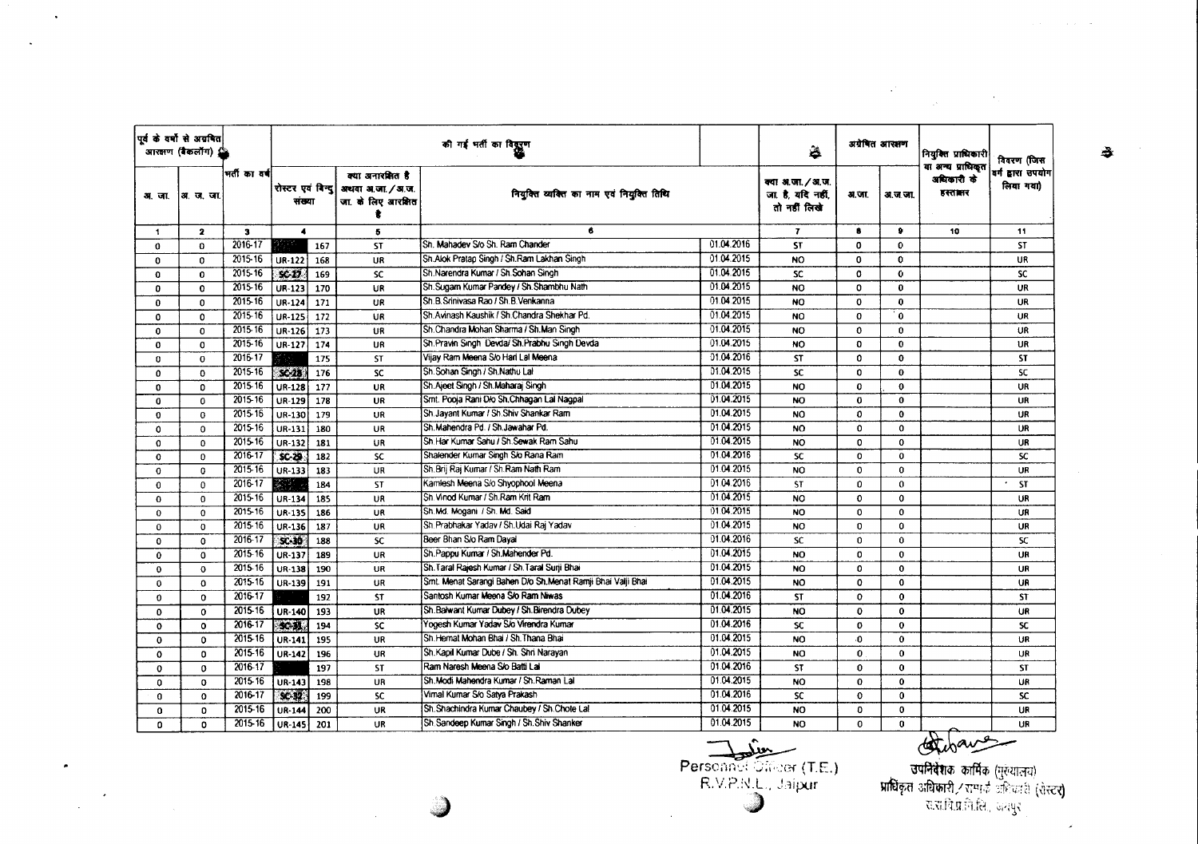| पूर्व के वर्षों से अग्रेषित आरक्षण (बैकलॉग) | | भर्ती का वर्ष | की गई भर्ती का विवरण | | | | | | अग्रेषित आरक्षण | | नियुक्ति प्राधिकारी या अन्य प्राधिकृत अधिकारी के हस्ताक्षर | विवरण (जिस वर्ग द्वारा उपयोग लिया गया) |
|---|---|---|---|---|---|---|---|---|---|---|---|---|
| अ. जा. | अ. ज. जा. | | रोस्टर एवं बिन्दु संख्या | | क्या अनारक्षित है अथवा अ.जा. / अ.ज. जा. के लिए आरक्षित है | नियुक्त व्यक्ति का नाम एवं नियुक्ति तिथि | | क्या अ.जा. / अ.ज. जा. है, यदि नहीं, तो नहीं लिखें | अ.जा. | अ.ज.जा. | | |
| 1 | 2 | 3 | 4 | | 5 | 6 | | 7 | 8 | 9 | 10 | 11 |
| 0 | 0 | 2016-17 | | 167 | ST | Sh. Mahadev S/o Sh. Ram Chander | 01.04.2016 | ST | 0 | 0 | | ST |
| 0 | 0 | 2015-16 | UR-122 | 168 | UR | Sh.Alok Pratap Singh / Sh.Ram Lakhan Singh | 01.04.2015 | NO | 0 | 0 | | UR |
| 0 | 0 | 2015-16 | SC-27 | 169 | SC | Sh.Narendra Kumar / Sh.Sohan Singh | 01.04.2015 | SC | 0 | 0 | | SC |
| 0 | 0 | 2015-16 | UR-123 | 170 | UR | Sh.Sugam Kumar Pandey / Sh.Shambhu Nath | 01.04.2015 | NO | 0 | 0 | | UR |
| 0 | 0 | 2015-16 | UR-124 | 171 | UR | Sh.B.Srinivasa Rao / Sh.B.Venkanna | 01.04.2015 | NO | 0 | 0 | | UR |
| 0 | 0 | 2015-16 | UR-125 | 172 | UR | Sh.Avinash Kaushik / Sh.Chandra Shekhar Pd. | 01.04.2015 | NO | 0 | 0 | | UR |
| 0 | 0 | 2015-16 | UR-126 | 173 | UR | Sh.Chandra Mohan Sharma / Sh.Man Singh | 01.04.2015 | NO | 0 | 0 | | UR |
| 0 | 0 | 2015-16 | UR-127 | 174 | UR | Sh.Pravin Singh Devda/ Sh.Prabhu Singh Devda | 01.04.2015 | NO | 0 | 0 | | UR |
| 0 | 0 | 2016-17 | | 175 | ST | Vijay Ram Meena S/o Hari Lal Meena | 01.04.2016 | ST | 0 | 0 | | ST |
| 0 | 0 | 2015-16 | SC-28 | 176 | SC | Sh.Sohan Singh / Sh.Nathu Lal | 01.04.2015 | SC | 0 | 0 | | SC |
| 0 | 0 | 2015-16 | UR-128 | 177 | UR | Sh.Ajeet Singh / Sh.Maharaj Singh | 01.04.2015 | NO | 0 | 0 | | UR |
| 0 | 0 | 2015-16 | UR-129 | 178 | UR | Smt. Pooja Rani D/o Sh.Chhagan Lal Nagpal | 01.04.2015 | NO | 0 | 0 | | UR |
| 0 | 0 | 2015-16 | UR-130 | 179 | UR | Sh.Jayant Kumar / Sh.Shiv Shankar Ram | 01.04.2015 | NO | 0 | 0 | | UR |
| 0 | 0 | 2015-16 | UR-131 | 180 | UR | Sh.Mahendra Pd. / Sh.Jawahar Pd. | 01.04.2015 | NO | 0 | 0 | | UR |
| 0 | 0 | 2015-16 | UR-132 | 181 | UR | Sh.Har Kumar Sahu / Sh.Sewak Ram Sahu | 01.04.2015 | NO | 0 | 0 | | UR |
| 0 | 0 | 2016-17 | SC-29 | 182 | SC | Shalender Kumar Singh S/o Rana Ram | 01.04.2016 | SC | 0 | 0 | | SC |
| 0 | 0 | 2015-16 | UR-133 | 183 | UR | Sh.Brij Raj Kumar / Sh.Ram Nath Ram | 01.04.2015 | NO | 0 | 0 | | UR |
| 0 | 0 | 2016-17 | | 184 | ST | Kamlesh Meena S/o Shyophool Meena | 01.04.2016 | ST | 0 | 0 | | ST |
| 0 | 0 | 2015-16 | UR-134 | 185 | UR | Sh.Vinod Kumar / Sh.Ram Krit Ram | 01.04.2015 | NO | 0 | 0 | | UR |
| 0 | 0 | 2015-16 | UR-135 | 186 | UR | Sh.Md. Mogani / Sh. Md. Said | 01.04.2015 | NO | 0 | 0 | | UR |
| 0 | 0 | 2015-16 | UR-136 | 187 | UR | Sh.Prabhakar Yadav / Sh.Udai Raj Yadav | 01.04.2015 | NO | 0 | 0 | | UR |
| 0 | 0 | 2016-17 | SC-30 | 188 | SC | Beer Bhan S/o Ram Dayal | 01.04.2016 | SC | 0 | 0 | | SC |
| 0 | 0 | 2015-16 | UR-137 | 189 | UR | Sh.Pappu Kumar / Sh.Mahender Pd. | 01.04.2015 | NO | 0 | 0 | | UR |
| 0 | 0 | 2015-16 | UR-138 | 190 | UR | Sh.Taral Rajesh Kumar / Sh.Taral Surji Bhai | 01.04.2015 | NO | 0 | 0 | | UR |
| 0 | 0 | 2015-16 | UR-139 | 191 | UR | Smt. Menat Sarangi Bahen D/o Sh.Menat Ramji Bhai Valji Bhai | 01.04.2015 | NO | 0 | 0 | | UR |
| 0 | 0 | 2016-17 | | 192 | ST | Santosh Kumar Meena S/o Ram Niwas | 01.04.2016 | ST | 0 | 0 | | ST |
| 0 | 0 | 2015-16 | UR-140 | 193 | UR | Sh.Balwant Kumar Dubey / Sh.Birendra Dubey | 01.04.2015 | NO | 0 | 0 | | UR |
| 0 | 0 | 2016-17 | SC-31 | 194 | SC | Yogesh Kumar Yadav S/o Virendra Kumar | 01.04.2016 | SC | 0 | 0 | | SC |
| 0 | 0 | 2015-16 | UR-141 | 195 | UR | Sh.Hemat Mohan Bhai / Sh.Thana Bhai | 01.04.2015 | NO | 0 | 0 | | UR |
| 0 | 0 | 2015-16 | UR-142 | 196 | UR | Sh.Kapil Kumar Dube / Sh. Shri Narayan | 01.04.2015 | NO | 0 | 0 | | UR |
| 0 | 0 | 2016-17 | | 197 | ST | Ram Naresh Meena S/o Batti Lal | 01.04.2016 | ST | 0 | 0 | | ST |
| 0 | 0 | 2015-16 | UR-143 | 198 | UR | Sh.Modi Mahendra Kumar / Sh.Raman Lal | 01.04.2015 | NO | 0 | 0 | | UR |
| 0 | 0 | 2016-17 | SC-32 | 199 | SC | Vimal Kumar S/o Satya Prakash | 01.04.2016 | SC | 0 | 0 | | SC |
| 0 | 0 | 2015-16 | UR-144 | 200 | UR | Sh.Shachindra Kumar Chaubey / Sh.Chote Lal | 01.04.2015 | NO | 0 | 0 | | UR |
| 0 | 0 | 2015-16 | UR-145 | 201 | UR | Sh.Sandeep Kumar Singh / Sh.Shiv Shanker | 01.04.2015 | NO | 0 | 0 | | UR |

Personnel Officer (T.E.)
R.V.P.N.L., Jaipur

उपनिदेशक कार्मिक (मुख्यालय)
प्राधिकृत अधिकारी / सम्पर्क अधिकारी (रोस्टर)
रा.रा.वि.प्र.नि.लि., जयपुर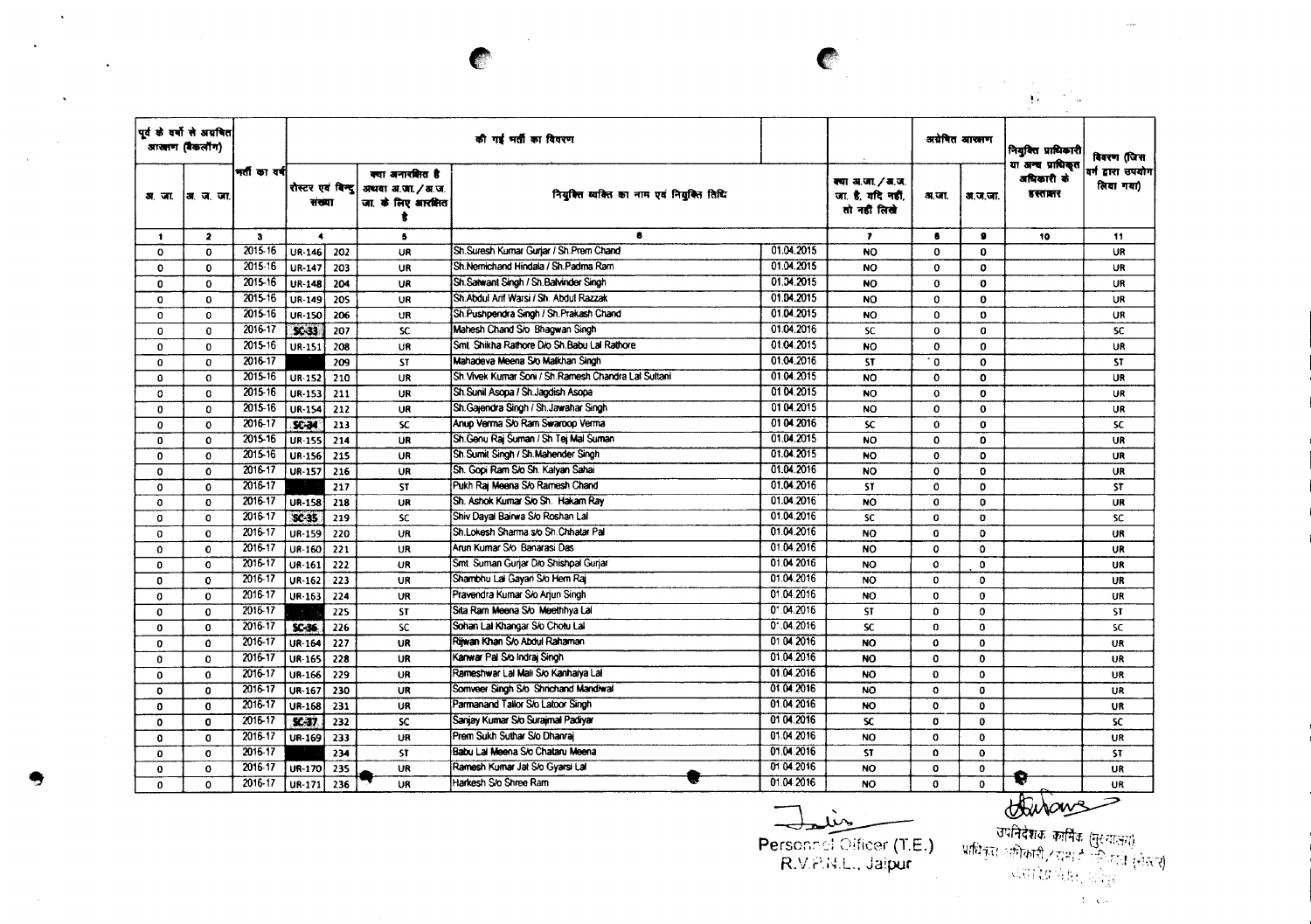| पूर्व के वर्षों से अग्रेषित आरक्षण (बैकलॉग) | | भर्ती का वर्ष | की गई भर्ती का विवरण | | | | | | अग्रेषित आरक्षण | | नियुक्ति प्राधिकारी या अन्य प्राधिकृत अधिकारी के हस्ताक्षर | विवरण (जिस वर्ग द्वारा उपयोग लिया गया) |
|---|---|---|---|---|---|---|---|---|---|---|---|---|
| अ. जा. | अ. ज. जा. | | रोस्टर एवं बिन्दु संख्या | | क्या अनारक्षित है अथवा अ.जा. / अ.ज.जा. के लिए आरक्षित है | नियुक्त व्यक्ति का नाम एवं नियुक्ति तिथि | | क्या अ.जा. / अ.ज.जा. है, यदि नहीं, तो नहीं लिखें | अ.जा. | अ.ज.जा. | | |
| 1 | 2 | 3 | 4 | | 5 | 6 | | 7 | 8 | 9 | 10 | 11 |
| 0 | 0 | 2015-16 | UR-146 | 202 | UR | Sh.Suresh Kumar Gurjar / Sh.Prem Chand | 01.04.2015 | NO | 0 | 0 | | UR |
| 0 | 0 | 2015-16 | UR-147 | 203 | UR | Sh.Nemichand Hindala / Sh.Padma Ram | 01.04.2015 | NO | 0 | 0 | | UR |
| 0 | 0 | 2015-16 | UR-148 | 204 | UR | Sh.Satwant Singh / Sh.Balvinder Singh | 01.04.2015 | NO | 0 | 0 | | UR |
| 0 | 0 | 2015-16 | UR-149 | 205 | UR | Sh.Abdul Arif Warsi / Sh. Abdul Razzak | 01.04.2015 | NO | 0 | 0 | | UR |
| 0 | 0 | 2015-16 | UR-150 | 206 | UR | Sh.Pushpendra Singh / Sh.Prakash Chand | 01.04.2015 | NO | 0 | 0 | | UR |
| 0 | 0 | 2016-17 | SC-33 | 207 | SC | Mahesh Chand S/o Bhagwan Singh | 01.04.2016 | SC | 0 | 0 | | SC |
| 0 | 0 | 2015-16 | UR-151 | 208 | UR | Smt. Shikha Rathore D/o Sh.Babu Lal Rathore | 01.04.2015 | NO | 0 | 0 | | UR |
| 0 | 0 | 2016-17 | | 209 | ST | Mahadeva Meena S/o Malkhan Singh | 01.04.2016 | ST | 0 | 0 | | ST |
| 0 | 0 | 2015-16 | UR-152 | 210 | UR | Sh.Vivek Kumar Soni / Sh.Ramesh Chandra Lal Sultani | 01.04.2015 | NO | 0 | 0 | | UR |
| 0 | 0 | 2015-16 | UR-153 | 211 | UR | Sh.Sunil Asopa / Sh.Jagdish Asopa | 01.04.2015 | NO | 0 | 0 | | UR |
| 0 | 0 | 2015-16 | UR-154 | 212 | UR | Sh.Gajendra Singh / Sh.Jawahar Singh | 01.04.2015 | NO | 0 | 0 | | UR |
| 0 | 0 | 2016-17 | SC-34 | 213 | SC | Anup Verma S/o Ram Swaroop Verma | 01.04.2016 | SC | 0 | 0 | | SC |
| 0 | 0 | 2015-16 | UR-155 | 214 | UR | Sh.Genu Raj Suman / Sh.Tej Mal Suman | 01.04.2015 | NO | 0 | 0 | | UR |
| 0 | 0 | 2015-16 | UR-156 | 215 | UR | Sh.Sumit Singh / Sh.Mahender Singh | 01.04.2015 | NO | 0 | 0 | | UR |
| 0 | 0 | 2016-17 | UR-157 | 216 | UR | Sh. Gopi Ram S/o Sh. Kalyan Sahai | 01.04.2016 | NO | 0 | 0 | | UR |
| 0 | 0 | 2016-17 | | 217 | ST | Pukh Raj Meena S/o Ramesh Chand | 01.04.2016 | ST | 0 | 0 | | ST |
| 0 | 0 | 2016-17 | UR-158 | 218 | UR | Sh. Ashok Kumar S/o Sh. Hakam Ray | 01.04.2016 | NO | 0 | 0 | | UR |
| 0 | 0 | 2016-17 | SC-35 | 219 | SC | Shiv Dayal Bairwa S/o Roshan Lal | 01.04.2016 | SC | 0 | 0 | | SC |
| 0 | 0 | 2016-17 | UR-159 | 220 | UR | Sh.Lokesh Sharma s/o Sh.Chhatar Pal | 01.04.2016 | NO | 0 | 0 | | UR |
| 0 | 0 | 2016-17 | UR-160 | 221 | UR | Arun Kumar S/o Banarasi Das | 01.04.2016 | NO | 0 | 0 | | UR |
| 0 | 0 | 2016-17 | UR-161 | 222 | UR | Smt. Suman Gurjar D/o Shishpal Gurjar | 01.04.2016 | NO | 0 | 0 | | UR |
| 0 | 0 | 2016-17 | UR-162 | 223 | UR | Shambhu Lal Gayari S/o Hem Raj | 01.04.2016 | NO | 0 | 0 | | UR |
| 0 | 0 | 2016-17 | UR-163 | 224 | UR | Pravendra Kumar S/o Arjun Singh | 01.04.2016 | NO | 0 | 0 | | UR |
| 0 | 0 | 2016-17 | | 225 | ST | Sita Ram Meena S/o Meethhya Lal | 01.04.2016 | ST | 0 | 0 | | ST |
| 0 | 0 | 2016-17 | SC-36 | 226 | SC | Sohan Lal Khangar S/o Chotu Lal | 01.04.2016 | SC | 0 | 0 | | SC |
| 0 | 0 | 2016-17 | UR-164 | 227 | UR | Rijwan Khan S/o Abdul Rahaman | 01.04.2016 | NO | 0 | 0 | | UR |
| 0 | 0 | 2016-17 | UR-165 | 228 | UR | Kanwar Pal S/o Indraj Singh | 01.04.2016 | NO | 0 | 0 | | UR |
| 0 | 0 | 2016-17 | UR-166 | 229 | UR | Rameshwar Lal Mali S/o Kanhaiya Lal | 01.04.2016 | NO | 0 | 0 | | UR |
| 0 | 0 | 2016-17 | UR-167 | 230 | UR | Somveer Singh S/o Shrichand Mandiwal | 01.04.2016 | NO | 0 | 0 | | UR |
| 0 | 0 | 2016-17 | UR-168 | 231 | UR | Parmanand Tailor S/o Latoor Singh | 01.04.2016 | NO | 0 | 0 | | UR |
| 0 | 0 | 2016-17 | SC-37 | 232 | SC | Sanjay Kumar S/o Surajmal Padiyar | 01.04.2016 | SC | 0 | 0 | | SC |
| 0 | 0 | 2016-17 | UR-169 | 233 | UR | Prem Sukh Suthar S/o Dhanraj | 01.04.2016 | NO | 0 | 0 | | UR |
| 0 | 0 | 2016-17 | | 234 | ST | Babu Lal Meena S/o Chataru Meena | 01.04.2016 | ST | 0 | 0 | | ST |
| 0 | 0 | 2016-17 | UR-170 | 235 | UR | Ramesh Kumar Jat S/o Gyarsi Lal | 01.04.2016 | NO | 0 | 0 | | UR |
| 0 | 0 | 2016-17 | UR-171 | 236 | UR | Harkesh S/o Shree Ram | 01.04.2016 | NO | 0 | 0 | | UR |

Personnel Officer (T.E.)
R.V.P.N.L., Jaipur

उपनिदेशक कार्मिक (मुख्यालय)
प्राधिकृत अधिकारी / सम्पर्क अधिकारी (रोस्टर)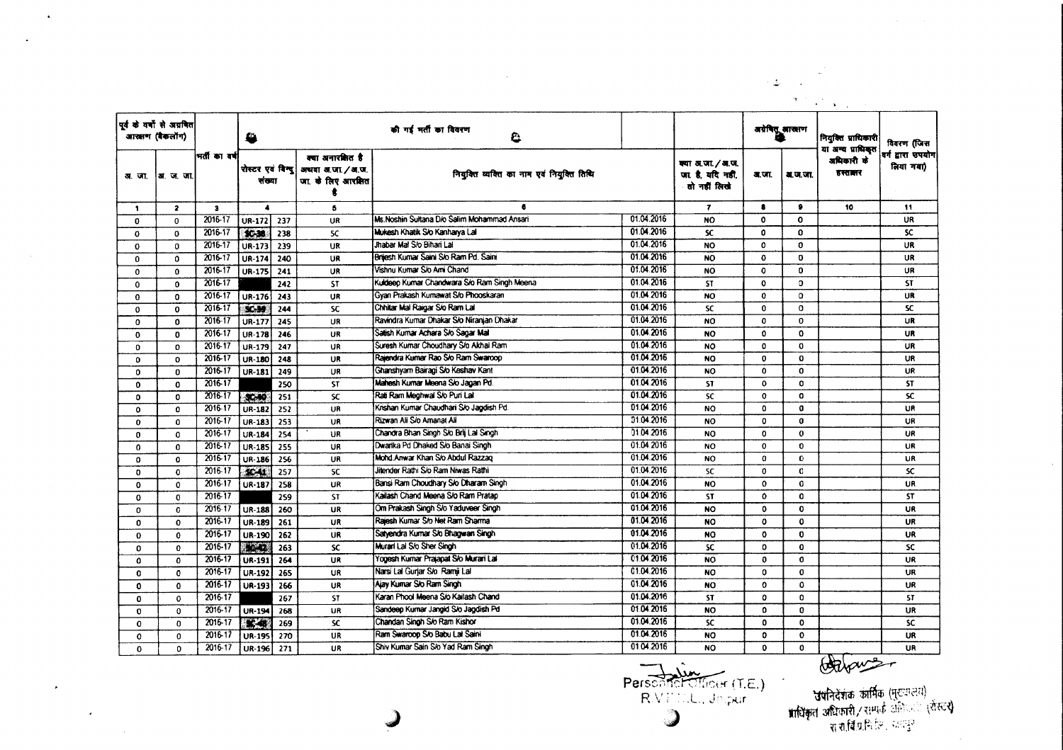| पूर्व के वर्षों से अग्रेषित आरक्षण (बैकलॉग) | | भर्ती का वर्ष | की गई भर्ती का विवरण | | | | | | अग्रेषित आरक्षण | | नियुक्ति प्राधिकारी या अन्य प्राधिकृत अधिकारी के हस्ताक्षर | विवरण (जिस वर्ग द्वारा उपयोग लिया गया) |
|---|---|---|---|---|---|---|---|---|---|---|---|---|
| अ. जा. | अ. ज. जा. | | रोस्टर एवं बिन्दु संख्या | | क्या अनारक्षित है अथवा अ.जा. / अ.ज. जा. के लिए आरक्षित है | नियुक्त व्यक्ति का नाम एवं नियुक्ति तिथि | | क्या अ.जा. / अ.ज. जा. है, यदि नहीं, तो नहीं लिखें | अ.जा. | अ.ज.जा. | | |
| 1 | 2 | 3 | 4 | | 5 | 6 | | 7 | 8 | 9 | 10 | 11 |
| 0 | 0 | 2016-17 | UR-172 | 237 | UR | Ms.Noshin Sultana D/o Salim Mohammad Ansari | 01.04.2016 | NO | 0 | 0 | | UR |
| 0 | 0 | 2016-17 | SC-38 | 238 | SC | Mukesh Khatik S/o Kanhaiya Lal | 01.04.2016 | SC | 0 | 0 | | SC |
| 0 | 0 | 2016-17 | UR-173 | 239 | UR | Jhabar Mal S/o Bihari Lal | 01.04.2016 | NO | 0 | 0 | | UR |
| 0 | 0 | 2016-17 | UR-174 | 240 | UR | Brijesh Kumar Saini S/o Ram Pd. Saini | 01.04.2016 | NO | 0 | 0 | | UR |
| 0 | 0 | 2016-17 | UR-175 | 241 | UR | Vishnu Kumar S/o Ami Chand | 01.04.2016 | NO | 0 | 0 | | UR |
| 0 | 0 | 2016-17 | | 242 | ST | Kuldeep Kumar Chandwara S/o Ram Singh Meena | 01.04.2016 | ST | 0 | 0 | | ST |
| 0 | 0 | 2016-17 | UR-176 | 243 | UR | Gyan Prakash Kumawat S/o Phooskaran | 01.04.2016 | NO | 0 | 0 | | UR |
| 0 | 0 | 2016-17 | SC-39 | 244 | SC | Chhitar Mal Raigar S/o Ram Lal | 01.04.2016 | SC | 0 | 0 | | SC |
| 0 | 0 | 2016-17 | UR-177 | 245 | UR | Ravindra Kumar Dhakar S/o Niranjan Dhakar | 01.04.2016 | NO | 0 | 0 | | UR |
| 0 | 0 | 2016-17 | UR-178 | 246 | UR | Satish Kumar Achara S/o Sagar Mal | 01.04.2016 | NO | 0 | 0 | | UR |
| 0 | 0 | 2016-17 | UR-179 | 247 | UR | Suresh Kumar Choudhary S/o Akhai Ram | 01.04.2016 | NO | 0 | 0 | | UR |
| 0 | 0 | 2016-17 | UR-180 | 248 | UR | Rajendra Kumar Rao S/o Ram Swaroop | 01.04.2016 | NO | 0 | 0 | | UR |
| 0 | 0 | 2016-17 | UR-181 | 249 | UR | Ghanshyam Bairagi S/o Keshav Kant | 01.04.2016 | NO | 0 | 0 | | UR |
| 0 | 0 | 2016-17 | | 250 | ST | Mahesh Kumar Meena S/o Jagan Pd. | 01.04.2016 | ST | 0 | 0 | | ST |
| 0 | 0 | 2016-17 | SC-40 | 251 | SC | Rati Ram Meghwal S/o Puri Lal | 01.04.2016 | SC | 0 | 0 | | SC |
| 0 | 0 | 2016-17 | UR-182 | 252 | UR | Krishan Kumar Chaudhari S/o Jagdish Pd. | 01.04.2016 | NO | 0 | 0 | | UR |
| 0 | 0 | 2016-17 | UR-183 | 253 | UR | Rizwan Ali S/o Amanat Ali | 01.04.2016 | NO | 0 | 0 | | UR |
| 0 | 0 | 2016-17 | UR-184 | 254 | UR | Chandra Bhan Singh S/o Brij Lal Singh | 01.04.2016 | NO | 0 | 0 | | UR |
| 0 | 0 | 2016-17 | UR-185 | 255 | UR | Dwarika Pd Dhaked S/o Banai Singh | 01.04.2016 | NO | 0 | 0 | | UR |
| 0 | 0 | 2016-17 | UR-186 | 256 | UR | Mohd.Anwar Khan S/o Abdul Razzaq | 01.04.2016 | NO | 0 | 0 | | UR |
| 0 | 0 | 2016-17 | SC-41 | 257 | SC | Jitender Rathi S/o Ram Niwas Rathi | 01.04.2016 | SC | 0 | 0 | | SC |
| 0 | 0 | 2016-17 | UR-187 | 258 | UR | Bansi Ram Choudhary S/o Dharam Singh | 01.04.2016 | NO | 0 | 0 | | UR |
| 0 | 0 | 2016-17 | | 259 | ST | Kailash Chand Meena S/o Ram Pratap | 01.04.2016 | ST | 0 | 0 | | ST |
| 0 | 0 | 2016-17 | UR-188 | 260 | UR | Om Prakash Singh S/o Yaduveer Singh | 01.04.2016 | NO | 0 | 0 | | UR |
| 0 | 0 | 2016-17 | UR-189 | 261 | UR | Rajesh Kumar S/o Net Ram Sharma | 01.04.2016 | NO | 0 | 0 | | UR |
| 0 | 0 | 2016-17 | UR-190 | 262 | UR | Satyendra Kumar S/o Bhagwan Singh | 01.04.2016 | NO | 0 | 0 | | UR |
| 0 | 0 | 2016-17 | SC-42 | 263 | SC | Murari Lal S/o Sher Singh | 01.04.2016 | SC | 0 | 0 | | SC |
| 0 | 0 | 2016-17 | UR-191 | 264 | UR | Yogesh Kumar Prajapat S/o Murari Lal | 01.04.2016 | NO | 0 | 0 | | UR |
| 0 | 0 | 2016-17 | UR-192 | 265 | UR | Narsi Lal Gurjar S/o Ramji Lal | 01.04.2016 | NO | 0 | 0 | | UR |
| 0 | 0 | 2016-17 | UR-193 | 266 | UR | Ajay Kumar S/o Ram Singh | 01.04.2016 | NO | 0 | 0 | | UR |
| 0 | 0 | 2016-17 | | 267 | ST | Karan Phool Meena S/o Kailash Chand | 01.04.2016 | ST | 0 | 0 | | ST |
| 0 | 0 | 2016-17 | UR-194 | 268 | UR | Sandeep Kumar Jangid S/o Jagdish Pd | 01.04.2016 | NO | 0 | 0 | | UR |
| 0 | 0 | 2016-17 | SC-43 | 269 | SC | Chandan Singh S/o Ram Kishor | 01.04.2016 | SC | 0 | 0 | | SC |
| 0 | 0 | 2016-17 | UR-195 | 270 | UR | Ram Swaroop S/o Babu Lal Saini | 01.04.2016 | NO | 0 | 0 | | UR |
| 0 | 0 | 2016-17 | UR-196 | 271 | UR | Shiv Kumar Sain S/o Yad Ram Singh | 01.04.2016 | NO | 0 | 0 | | UR |

Personnel Officer (T.E.)
R.V.P.N.L., Jaipur

उपनिदेशक कार्मिक (मुख्यालय)
प्राधिकृत अधिकारी / सम्पर्क अधिकारी (रोस्टर)
रा.रा.वि.प्र.नि.लि., जयपुर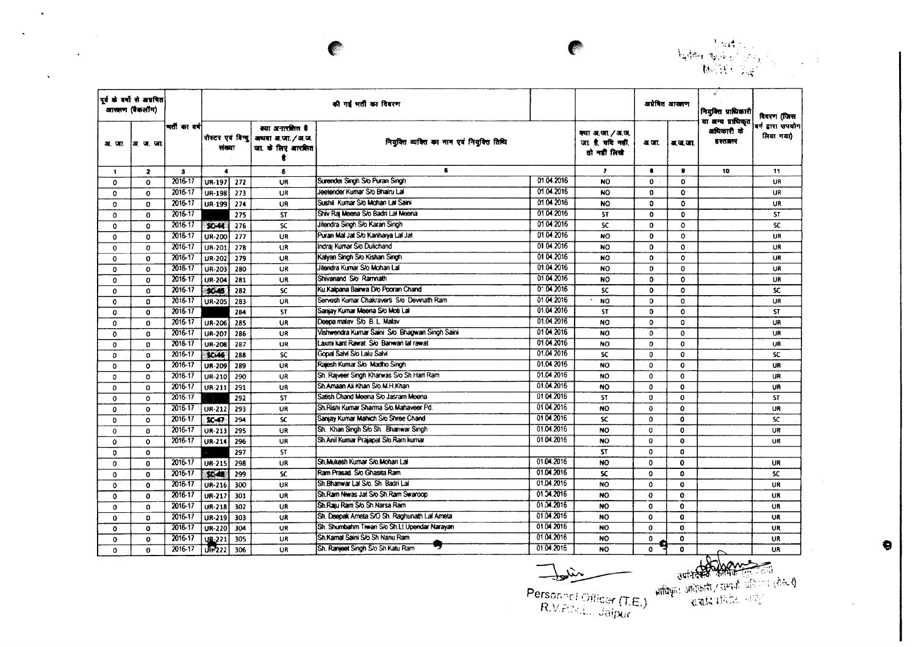| पूर्व के वर्षों से अग्रषित आरक्षण (बैकलॉग) | | भर्ती का वर्ष | की गई भर्ती का विवरण | | | | | | अग्रेषित आरक्षण | | नियुक्ति प्राधिकारी या अन्य प्राधिकृत अधिकारी के हस्ताक्षर | विवरण (जिस वर्ग द्वारा उपयोग लिया गया) |
|---|---|---|---|---|---|---|---|---|---|---|---|---|
| अ. जा. | अ. ज. जा. | | रोस्टर एवं बिन्दु संख्या | | क्या अनारक्षित है अथवा अ.जा./अ.ज.जा. के लिए आरक्षित है | नियुक्त व्यक्ति का नाम एवं नियुक्ति तिथि | | क्या अ.जा./अ.ज.जा. है, यदि नहीं, तो नहीं लिखें | अ.जा. | अ.ज.जा. | | |
| 1 | 2 | 3 | 4 | | 5 | 6 | | 7 | 8 | 9 | 10 | 11 |
| 0 | 0 | 2016-17 | UR-197 | 272 | UR | Surender Singh S/o Puran Singh | 01.04.2016 | NO | 0 | 0 | | UR |
| 0 | 0 | 2016-17 | UR-198 | 273 | UR | Jeetender Kumar S/o Bhairu Lal | 01.04.2016 | NO | 0 | 0 | | UR |
| 0 | 0 | 2016-17 | UR-199 | 274 | UR | Sushil Kumar S/o Mohan Lal Saini | 01.04.2016 | NO | 0 | 0 | | UR |
| 0 | 0 | 2016-17 | | 275 | ST | Shiv Raj Meena S/o Badri Lal Meena | 01.04.2016 | ST | 0 | 0 | | ST |
| 0 | 0 | 2016-17 | SC-44 | 276 | SC | Jitendra Singh S/o Karan Singh | 01.04.2016 | SC | 0 | 0 | | SC |
| 0 | 0 | 2016-17 | UR-200 | 277 | UR | Puran Mal Jat S/o Kanhaiya Lal Jat | 01.04.2016 | NO | 0 | 0 | | UR |
| 0 | 0 | 2016-17 | UR-201 | 278 | UR | Indraj Kumar S/o Dulichand | 01.04.2016 | NO | 0 | 0 | | UR |
| 0 | 0 | 2016-17 | UR-202 | 279 | UR | Kalyan Singh S/o Kishan Singh | 01.04.2016 | NO | 0 | 0 | | UR |
| 0 | 0 | 2016-17 | UR-203 | 280 | UR | Jitendra Kumar S/o Mohan Lal | 01.04.2016 | NO | 0 | 0 | | UR |
| 0 | 0 | 2016-17 | UR-204 | 281 | UR | Shivanand S/o Ramnath | 01.04.2016 | NO | 0 | 0 | | UR |
| 0 | 0 | 2016-17 | SC-45 | 282 | SC | Ku.Kalpana Bairwa D/o Pooran Chand | 01.04.2016 | SC | 0 | 0 | | SC |
| 0 | 0 | 2016-17 | UR-205 | 283 | UR | Servesh Kumar Chakraverti S/o Devinath Ram | 01.04.2016 | NO | 0 | 0 | | UR |
| 0 | 0 | 2016-17 | | 284 | ST | Sanjay Kumar Meena S/o Moti Lal | 01.04.2016 | ST | 0 | 0 | | ST |
| 0 | 0 | 2016-17 | UR-206 | 285 | UR | Deepa malav S/o B. L. Malav | 01.04.2016 | NO | 0 | 0 | | UR |
| 0 | 0 | 2016-17 | UR-207 | 286 | UR | Vishwendra Kumar Saini S/o Bhagwan Singh Saini | 01.04.2016 | NO | 0 | 0 | | UR |
| 0 | 0 | 2016-17 | UR-208 | 287 | UR | Laxmi kant Rawat S/o Banwari lal rawat | 01.04.2016 | NO | 0 | 0 | | UR |
| 0 | 0 | 2016-17 | SC-46 | 288 | SC | Gopal Salvi S/o Lalu Salvi | 01.04.2016 | SC | 0 | 0 | | SC |
| 0 | 0 | 2016-17 | UR-209 | 289 | UR | Rajesh Kumar S/o Madho Singh | 01.04.2016 | NO | 0 | 0 | | UR |
| 0 | 0 | 2016-17 | UR-210 | 290 | UR | Sh. Rajveer Singh Kharwas S/o Sh.Hari Ram | 01.04.2016 | NO | 0 | 0 | | UR |
| 0 | 0 | 2016-17 | UR-211 | 291 | UR | Sh.Amaan Ali Khan S/o.M.H.Khan | 01.04.2016 | NO | 0 | 0 | | UR |
| 0 | 0 | 2016-17 | | 292 | ST | Satish Chand Meena S/o Jasram Meena | 01.04.2016 | ST | 0 | 0 | | ST |
| 0 | 0 | 2016-17 | UR-212 | 293 | UR | Sh.Rishi Kumar Sharma S/o.Mahaveer Pd. | 01.04.2016 | NO | 0 | 0 | | UR |
| 0 | 0 | 2016-17 | SC-47 | 294 | SC | Sanjay Kumar Mahich S/o Shree Chand | 01.04.2016 | SC | 0 | 0 | | SC |
| 0 | 0 | 2016-17 | UR-213 | 295 | UR | Sh. Khan Singh S/o Sh. Bhanwar Singh | 01.04.2016 | NO | 0 | 0 | | UR |
| 0 | 0 | 2016-17 | UR-214 | 296 | UR | Sh.Anil Kumar Prajapat S/o.Ram kumar | 01.04.2016 | NO | 0 | 0 | | UR |
| 0 | 0 | | | 297 | ST | | | ST | 0 | 0 | | |
| 0 | 0 | 2016-17 | UR-215 | 298 | UR | Sh.Mukesh Kumar S/o.Mohan Lal | 01.04.2016 | NO | 0 | 0 | | UR |
| 0 | 0 | 2016-17 | SC-48 | 299 | SC | Ram Prasad S/o Ghasita Ram | 01.04.2016 | SC | 0 | 0 | | SC |
| 0 | 0 | 2016-17 | UR-216 | 300 | UR | Sh.Bhanwar Lal S/o. Sh. Badri Lal | 01.04.2016 | NO | 0 | 0 | | UR |
| 0 | 0 | 2016-17 | UR-217 | 301 | UR | Sh.Ram Niwas Jat S/o Sh.Ram Swaroop | 01.04.2016 | NO | 0 | 0 | | UR |
| 0 | 0 | 2016-17 | UR-218 | 302 | UR | Sh.Raju Ram S/o.Sh.Narsa Ram | 01.04.2016 | NO | 0 | 0 | | UR |
| 0 | 0 | 2016-17 | UR-219 | 303 | UR | Sh. Deepak Ameta S/O Sh. Raghunath Lal Ameta | 01.04.2016 | NO | 0 | 0 | | UR |
| 0 | 0 | 2016-17 | UR-220 | 304 | UR | Sh. Shumbahm Tiwari S/o Sh.Lt.Upendar Narayan | 01.04.2016 | NO | 0 | 0 | | UR |
| 0 | 0 | 2016-17 | UR-221 | 305 | UR | Sh.Kamal Saini S/o.Sh.Nanu Ram | 01.04.2016 | NO | 0 | 0 | | UR |
| 0 | 0 | 2016-17 | UR-222 | 306 | UR | Sh. Ranjeet Singh S/o Sh Kalu Ram | 01.04.2016 | NO | 0 | 0 | | UR |

Personnel Officer (T.E.)
R.V.P.N.L. Jaipur

उपनिदेशक कार्मिक
प्राधिकृत अधिकारी / सम्पर्क अधिकारी (टी.ई.)
रा.वि.प्र.नि.लि. जयपुर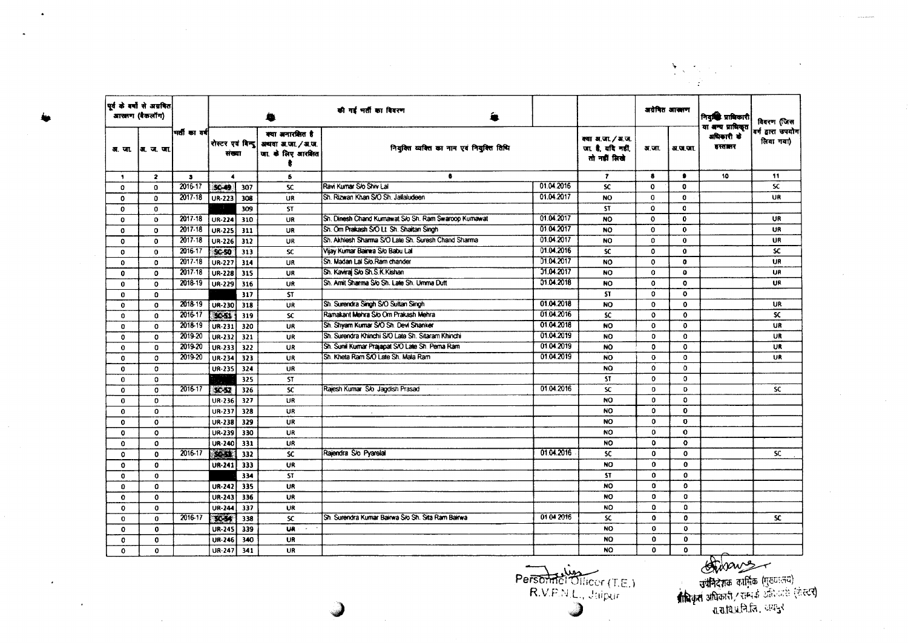| पूर्व के वर्षों से अग्रेषित आरक्षण (बैकलॉग) | | भर्ती का वर्ष | की गई भर्ती का विवरण | | | | | | अग्रेषित आरक्षण | | नियुक्ति प्राधिकारी या अन्य प्राधिकृत अधिकारी के हस्ताक्षर | विवरण (जिस वर्ग द्वारा उपयोग लिया गया) |
|---|---|---|---|---|---|---|---|---|---|---|---|---|
| अ. जा. | अ. ज. जा. | | रोस्टर एवं बिन्दु संख्या | | क्या अनारक्षित है अथवा अ.जा. / अ.ज.जा. के लिए आरक्षित है | नियुक्त व्यक्ति का नाम एवं नियुक्ति तिथि | | क्या अ.जा. / अ.ज.जा. है, यदि नहीं, तो नहीं लिखें | अ.जा. | अ.ज.जा. | | |
| 1 | 2 | 3 | 4 | | 5 | 6 | | 7 | 8 | 9 | 10 | 11 |
| 0 | 0 | 2016-17 | SC-49 | 307 | SC | Ravi Kumar S/o Shiv Lal | 01.04.2016 | SC | 0 | 0 | | SC |
| 0 | 0 | 2017-18 | UR-223 | 308 | UR | Sh. Rizwan Khan S/O Sh. Jallaludeen | 01.04.2017 | NO | 0 | 0 | | UR |
| 0 | 0 | | | 309 | ST | | | ST | 0 | 0 | | |
| 0 | 0 | 2017-18 | UR-224 | 310 | UR | Sh. Dinesh Chand Kumawat S/o Sh. Ram Swaroop Kumawat | 01.04.2017 | NO | 0 | 0 | | UR |
| 0 | 0 | 2017-18 | UR-225 | 311 | UR | Sh. Om Prakash S/O Lt. Sh. Shaitan Singh | 01.04.2017 | NO | 0 | 0 | | UR |
| 0 | 0 | 2017-18 | UR-226 | 312 | UR | Sh. Akhlesh Sharma S/O Late Sh. Suresh Chand Sharma | 01.04.2017 | NO | 0 | 0 | | UR |
| 0 | 0 | 2016-17 | SC-50 | 313 | SC | Vijay Kumar Bairwa S/o Babu Lal | 01.04.2016 | SC | 0 | 0 | | SC |
| 0 | 0 | 2017-18 | UR-227 | 314 | UR | Sh. Madan Lal S/o.Ram chander | 01.04.2017 | NO | 0 | 0 | | UR |
| 0 | 0 | 2017-18 | UR-228 | 315 | UR | Sh. Kaviraj S/o Sh.S.K.Kishan | 01.04.2017 | NO | 0 | 0 | | UR |
| 0 | 0 | 2018-19 | UR-229 | 316 | UR | Sh. Amit Sharma S/o Sh. Late Sh. Umma Dutt | 01.04.2018 | NO | 0 | 0 | | UR |
| 0 | 0 | | | 317 | ST | | | ST | 0 | 0 | | |
| 0 | 0 | 2018-19 | UR-230 | 318 | UR | Sh. Surendra Singh S/O Sultan Singh | 01.04.2018 | NO | 0 | 0 | | UR |
| 0 | 0 | 2016-17 | SC-51 | 319 | SC | Ramakant Mehra S/o Om Prakash Mehra | 01.04.2016 | SC | 0 | 0 | | SC |
| 0 | 0 | 2018-19 | UR-231 | 320 | UR | Sh. Shyam Kumar S/O Sh. Devi Shanker | 01.04.2018 | NO | 0 | 0 | | UR |
| 0 | 0 | 2019-20 | UR-232 | 321 | UR | Sh. Surendra Khinchi S/O Late Sh. Sitaram Khinchi | 01.04.2019 | NO | 0 | 0 | | UR |
| 0 | 0 | 2019-20 | UR-233 | 322 | UR | Sh. Sunil Kumar Prajapat S/O Late Sh. Pema Ram | 01.04.2019 | NO | 0 | 0 | | UR |
| 0 | 0 | 2019-20 | UR-234 | 323 | UR | Sh. Kheta Ram S/O Late Sh. Mala Ram | 01.04.2019 | NO | 0 | 0 | | UR |
| 0 | 0 | | UR-235 | 324 | UR | | | NO | 0 | 0 | | |
| 0 | 0 | | | 325 | ST | | | ST | 0 | 0 | | |
| 0 | 0 | 2016-17 | SC-52 | 326 | SC | Rajesh Kumar S/o Jagdish Prasad | 01.04.2016 | SC | 0 | 0 | | SC |
| 0 | 0 | | UR-236 | 327 | UR | | | NO | 0 | 0 | | |
| 0 | 0 | | UR-237 | 328 | UR | | | NO | 0 | 0 | | |
| 0 | 0 | | UR-238 | 329 | UR | | | NO | 0 | 0 | | |
| 0 | 0 | | UR-239 | 330 | UR | | | NO | 0 | 0 | | |
| 0 | 0 | | UR-240 | 331 | UR | | | NO | 0 | 0 | | |
| 0 | 0 | 2016-17 | SC-53 | 332 | SC | Rajendra S/o Pyarelal | 01.04.2016 | SC | 0 | 0 | | SC |
| 0 | 0 | | UR-241 | 333 | UR | | | NO | 0 | 0 | | |
| 0 | 0 | | | 334 | ST | | | ST | 0 | 0 | | |
| 0 | 0 | | UR-242 | 335 | UR | | | NO | 0 | 0 | | |
| 0 | 0 | | UR-243 | 336 | UR | | | NO | 0 | 0 | | |
| 0 | 0 | | UR-244 | 337 | UR | | | NO | 0 | 0 | | |
| 0 | 0 | 2016-17 | SC-54 | 338 | SC | Sh. Surendra Kumar Bairwa S/o Sh. Sita Ram Bairwa | 01.04.2016 | SC | 0 | 0 | | SC |
| 0 | 0 | | UR-245 | 339 | UR | | | NO | 0 | 0 | | |
| 0 | 0 | | UR-246 | 340 | UR | | | NO | 0 | 0 | | |
| 0 | 0 | | UR-247 | 341 | UR | | | NO | 0 | 0 | | |

Personnel Officer (T.E.)
R.V.P.N.L., Jaipur

उपनिदेशक कार्मिक (मुख्यालय)
प्राधिकृत अधिकारी / सम्पर्क अधिकारी (रोस्टर)
रा.रा.वि.प्र.नि.लि., जयपुर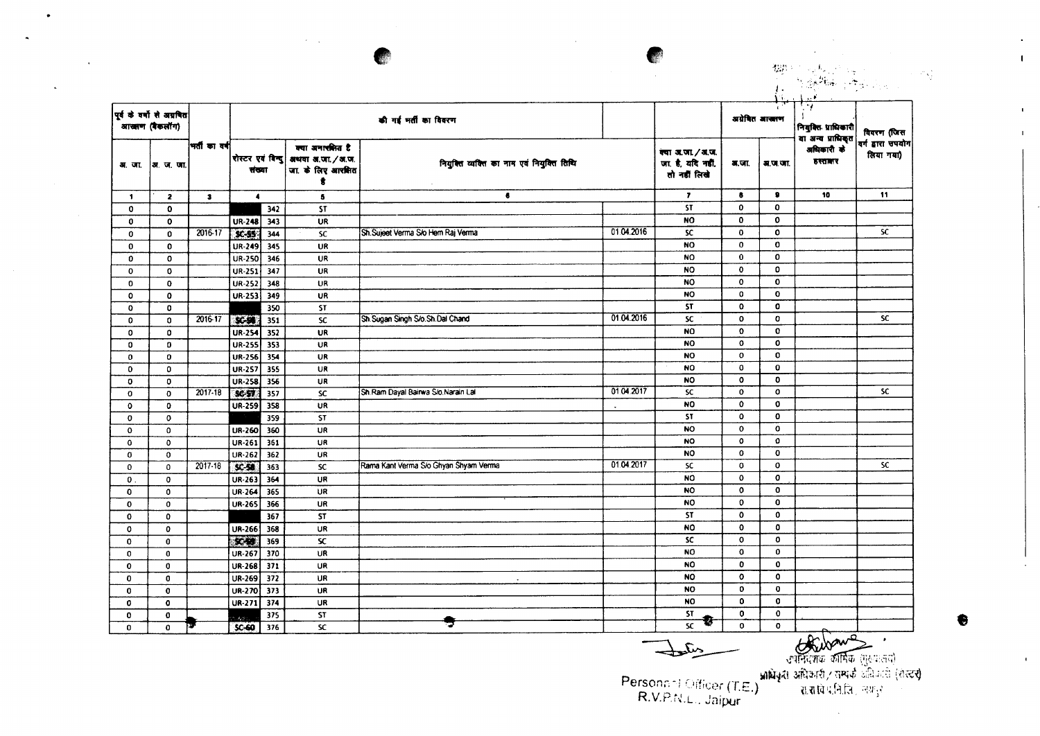| पूर्व के वर्षों से अग्रेषित आरक्षण (बैकलॉग) | | भर्ती का वर्ष | की गई भर्ती का विवरण | | | | | | अग्रेषित आरक्षण | | नियुक्ति प्राधिकारी या अन्य प्राधिकृत अधिकारी के हस्ताक्षर | विवरण (जिस वर्ग द्वारा उपयोग लिया गया) |
|---|---|---|---|---|---|---|---|---|---|---|---|---|
| अ. जा. | अ. ज. जा. | | रोस्टर एवं बिन्दु संख्या | | क्या अनारक्षित है अथवा अ.जा. / अ.ज. जा. के लिए आरक्षित है | नियुक्त व्यक्ति का नाम एवं नियुक्ति तिथि | | क्या अ.जा. / अ.ज. जा. है, यदि नहीं, तो नहीं लिखें | अ.जा. | अ.ज.जा. | | |
| 1 | 2 | 3 | 4 | | 5 | 6 | | 7 | 8 | 9 | 10 | 11 |
| 0 | 0 | | | 342 | ST | | | ST | 0 | 0 | | |
| 0 | 0 | | UR-248 | 343 | UR | | | NO | 0 | 0 | | |
| 0 | 0 | 2016-17 | SC-55 | 344 | SC | Sh.Sujeet Verma S/o Hem Raj Verma | 01.04.2016 | SC | 0 | 0 | | SC |
| 0 | 0 | | UR-249 | 345 | UR | | | NO | 0 | 0 | | |
| 0 | 0 | | UR-250 | 346 | UR | | | NO | 0 | 0 | | |
| 0 | 0 | | UR-251 | 347 | UR | | | NO | 0 | 0 | | |
| 0 | 0 | | UR-252 | 348 | UR | | | NO | 0 | 0 | | |
| 0 | 0 | | UR-253 | 349 | UR | | | NO | 0 | 0 | | |
| 0 | 0 | | | 350 | ST | | | ST | 0 | 0 | | |
| 0 | 0 | 2016-17 | SC-56 | 351 | SC | Sh.Sugan Singh S/o.Sh.Dal Chand | 01.04.2016 | SC | 0 | 0 | | SC |
| 0 | 0 | | UR-254 | 352 | UR | | | NO | 0 | 0 | | |
| 0 | 0 | | UR-255 | 353 | UR | | | NO | 0 | 0 | | |
| 0 | 0 | | UR-256 | 354 | UR | | | NO | 0 | 0 | | |
| 0 | 0 | | UR-257 | 355 | UR | | | NO | 0 | 0 | | |
| 0 | 0 | | UR-258 | 356 | UR | | | NO | 0 | 0 | | |
| 0 | 0 | 2017-18 | SC-57 | 357 | SC | Sh.Ram Dayal Bairwa S/o.Narain Lal | 01.04.2017 | SC | 0 | 0 | | SC |
| 0 | 0 | | UR-259 | 358 | UR | | | NO | 0 | 0 | | |
| 0 | 0 | | | 359 | ST | | | ST | 0 | 0 | | |
| 0 | 0 | | UR-260 | 360 | UR | | | NO | 0 | 0 | | |
| 0 | 0 | | UR-261 | 361 | UR | | | NO | 0 | 0 | | |
| 0 | 0 | | UR-262 | 362 | UR | | | NO | 0 | 0 | | |
| 0 | 0 | 2017-18 | SC-58 | 363 | SC | Rama Kant Verma S/o Ghyan Shyam Verma | 01.04.2017 | SC | 0 | 0 | | SC |
| 0 | 0 | | UR-263 | 364 | UR | | | NO | 0 | 0 | | |
| 0 | 0 | | UR-264 | 365 | UR | | | NO | 0 | 0 | | |
| 0 | 0 | | UR-265 | 366 | UR | | | NO | 0 | 0 | | |
| 0 | 0 | | | 367 | ST | | | ST | 0 | 0 | | |
| 0 | 0 | | UR-266 | 368 | UR | | | NO | 0 | 0 | | |
| 0 | 0 | | SC-59 | 369 | SC | | | SC | 0 | 0 | | |
| 0 | 0 | | UR-267 | 370 | UR | | | NO | 0 | 0 | | |
| 0 | 0 | | UR-268 | 371 | UR | | | NO | 0 | 0 | | |
| 0 | 0 | | UR-269 | 372 | UR | | | NO | 0 | 0 | | |
| 0 | 0 | | UR-270 | 373 | UR | | | NO | 0 | 0 | | |
| 0 | 0 | | UR-271 | 374 | UR | | | NO | 0 | 0 | | |
| 0 | 0 | | | 375 | ST | | | ST | 0 | 0 | | |
| 0 | 0 | | SC-60 | 376 | SC | | | SC | 0 | 0 | | |

Personnel Officer (T.E.)
R.V.P.N.L. Jaipur

उपनिदेशक कार्मिक (मुख्यालय)
प्राधिकृत अधिकारी / सम्पर्क अधिकारी (रोस्टर)
रा.रा.वि.प्र.नि.लि., जयपुर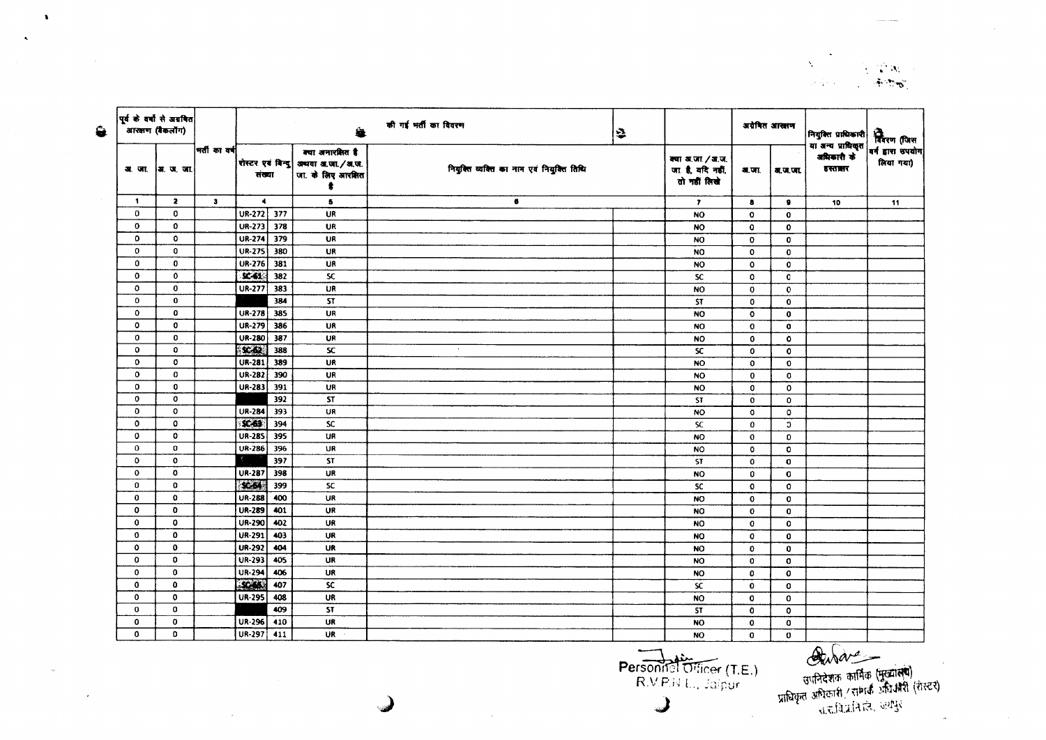| पूर्व के वर्षों से अग्रेषित आरक्षण (बैकलॉग) | | भर्ती का वर्ष | की गई भर्ती का विवरण | | | | | | अग्रेषित आरक्षण | | नियुक्ति प्राधिकारी या अन्य प्राधिकृत अधिकारी के हस्ताक्षर | विवरण (जिस वर्ग द्वारा उपयोग लिया गया) |
|---|---|---|---|---|---|---|---|---|---|---|---|---|
| अ. जा. | अ. ज. जा. | | रोस्टर एवं बिन्दु संख्या | | क्या अनारक्षित है अथवा अ.जा./अ.ज.जा. के लिए आरक्षित है | नियुक्ति व्यक्ति का नाम एवं नियुक्ति तिथि | | क्या अ.जा./अ.ज.जा. है, यदि नहीं, तो नहीं लिखें | अ.जा. | अ.ज.जा. | | |
| 1 | 2 | 3 | 4 | | 5 | 6 | | 7 | 8 | 9 | 10 | 11 |
| 0 | 0 | | UR-272 | 377 | UR | | | NO | 0 | 0 | | |
| 0 | 0 | | UR-273 | 378 | UR | | | NO | 0 | 0 | | |
| 0 | 0 | | UR-274 | 379 | UR | | | NO | 0 | 0 | | |
| 0 | 0 | | UR-275 | 380 | UR | | | NO | 0 | 0 | | |
| 0 | 0 | | UR-276 | 381 | UR | | | NO | 0 | 0 | | |
| 0 | 0 | | SC-61 | 382 | SC | | | SC | 0 | 0 | | |
| 0 | 0 | | UR-277 | 383 | UR | | | NO | 0 | 0 | | |
| 0 | 0 | | | 384 | ST | | | ST | 0 | 0 | | |
| 0 | 0 | | UR-278 | 385 | UR | | | NO | 0 | 0 | | |
| 0 | 0 | | UR-279 | 386 | UR | | | NO | 0 | 0 | | |
| 0 | 0 | | UR-280 | 387 | UR | | | NO | 0 | 0 | | |
| 0 | 0 | | SC-62 | 388 | SC | | | SC | 0 | 0 | | |
| 0 | 0 | | UR-281 | 389 | UR | | | NO | 0 | 0 | | |
| 0 | 0 | | UR-282 | 390 | UR | | | NO | 0 | 0 | | |
| 0 | 0 | | UR-283 | 391 | UR | | | NO | 0 | 0 | | |
| 0 | 0 | | | 392 | ST | | | ST | 0 | 0 | | |
| 0 | 0 | | UR-284 | 393 | UR | | | NO | 0 | 0 | | |
| 0 | 0 | | SC-63 | 394 | SC | | | SC | 0 | 0 | | |
| 0 | 0 | | UR-285 | 395 | UR | | | NO | 0 | 0 | | |
| 0 | 0 | | UR-286 | 396 | UR | | | NO | 0 | 0 | | |
| 0 | 0 | | | 397 | ST | | | ST | 0 | 0 | | |
| 0 | 0 | | UR-287 | 398 | UR | | | NO | 0 | 0 | | |
| 0 | 0 | | SC-64 | 399 | SC | | | SC | 0 | 0 | | |
| 0 | 0 | | UR-288 | 400 | UR | | | NO | 0 | 0 | | |
| 0 | 0 | | UR-289 | 401 | UR | | | NO | 0 | 0 | | |
| 0 | 0 | | UR-290 | 402 | UR | | | NO | 0 | 0 | | |
| 0 | 0 | | UR-291 | 403 | UR | | | NO | 0 | 0 | | |
| 0 | 0 | | UR-292 | 404 | UR | | | NO | 0 | 0 | | |
| 0 | 0 | | UR-293 | 405 | UR | | | NO | 0 | 0 | | |
| 0 | 0 | | UR-294 | 406 | UR | | | NO | 0 | 0 | | |
| 0 | 0 | | SC-65 | 407 | SC | | | SC | 0 | 0 | | |
| 0 | 0 | | UR-295 | 408 | UR | | | NO | 0 | 0 | | |
| 0 | 0 | | | 409 | ST | | | ST | 0 | 0 | | |
| 0 | 0 | | UR-296 | 410 | UR | | | NO | 0 | 0 | | |
| 0 | 0 | | UR-297 | 411 | UR | | | NO | 0 | 0 | | |

Personnel Officer (T.E.)
R.V.P.N.L., Jaipur

उपनिदेशक कार्मिक (मुख्यालय)
प्राधिकृत अधिकारी / सम्पर्क अधिकारी (रोस्टर)
रा.वि.प्र.नि.लि. जयपुर